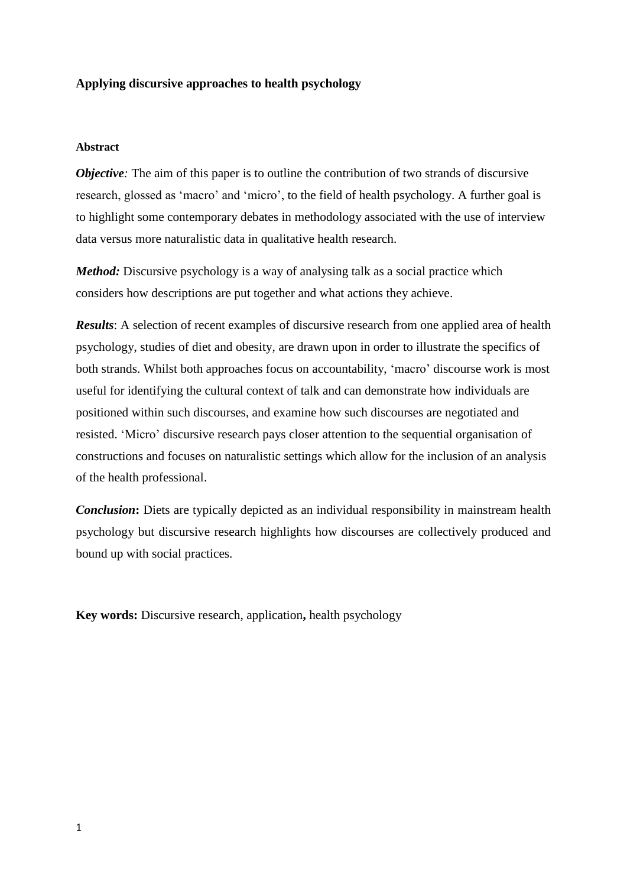**Applying discursive approaches to health psychology**

**Abstract**

***Objective:*** The aim of this paper is to outline the contribution of two strands of discursive research, glossed as 'macro' and 'micro', to the field of health psychology. A further goal is to highlight some contemporary debates in methodology associated with the use of interview data versus more naturalistic data in qualitative health research.

***Method:*** Discursive psychology is a way of analysing talk as a social practice which considers how descriptions are put together and what actions they achieve.

***Results***: A selection of recent examples of discursive research from one applied area of health psychology, studies of diet and obesity, are drawn upon in order to illustrate the specifics of both strands. Whilst both approaches focus on accountability, 'macro' discourse work is most useful for identifying the cultural context of talk and can demonstrate how individuals are positioned within such discourses, and examine how such discourses are negotiated and resisted. 'Micro' discursive research pays closer attention to the sequential organisation of constructions and focuses on naturalistic settings which allow for the inclusion of an analysis of the health professional.

***Conclusion*:** Diets are typically depicted as an individual responsibility in mainstream health psychology but discursive research highlights how discourses are collectively produced and bound up with social practices.

**Key words:** Discursive research, application**,** health psychology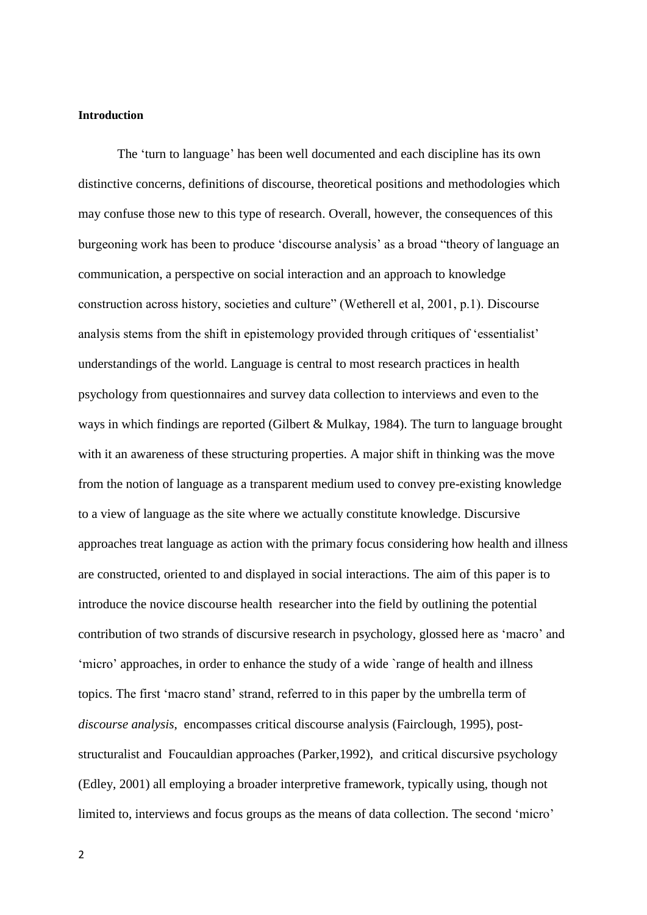**Introduction**

The 'turn to language' has been well documented and each discipline has its own distinctive concerns, definitions of discourse, theoretical positions and methodologies which may confuse those new to this type of research. Overall, however, the consequences of this burgeoning work has been to produce 'discourse analysis' as a broad "theory of language an communication, a perspective on social interaction and an approach to knowledge construction across history, societies and culture" (Wetherell et al, 2001, p.1). Discourse analysis stems from the shift in epistemology provided through critiques of 'essentialist' understandings of the world. Language is central to most research practices in health psychology from questionnaires and survey data collection to interviews and even to the ways in which findings are reported (Gilbert & Mulkay, 1984). The turn to language brought with it an awareness of these structuring properties. A major shift in thinking was the move from the notion of language as a transparent medium used to convey pre-existing knowledge to a view of language as the site where we actually constitute knowledge. Discursive approaches treat language as action with the primary focus considering how health and illness are constructed, oriented to and displayed in social interactions. The aim of this paper is to introduce the novice discourse health researcher into the field by outlining the potential contribution of two strands of discursive research in psychology, glossed here as 'macro' and 'micro' approaches, in order to enhance the study of a wide `range of health and illness topics. The first 'macro stand' strand, referred to in this paper by the umbrella term of *discourse analysis*, encompasses critical discourse analysis (Fairclough, 1995), post-structuralist and Foucauldian approaches (Parker,1992), and critical discursive psychology (Edley, 2001) all employing a broader interpretive framework, typically using, though not limited to, interviews and focus groups as the means of data collection. The second 'micro'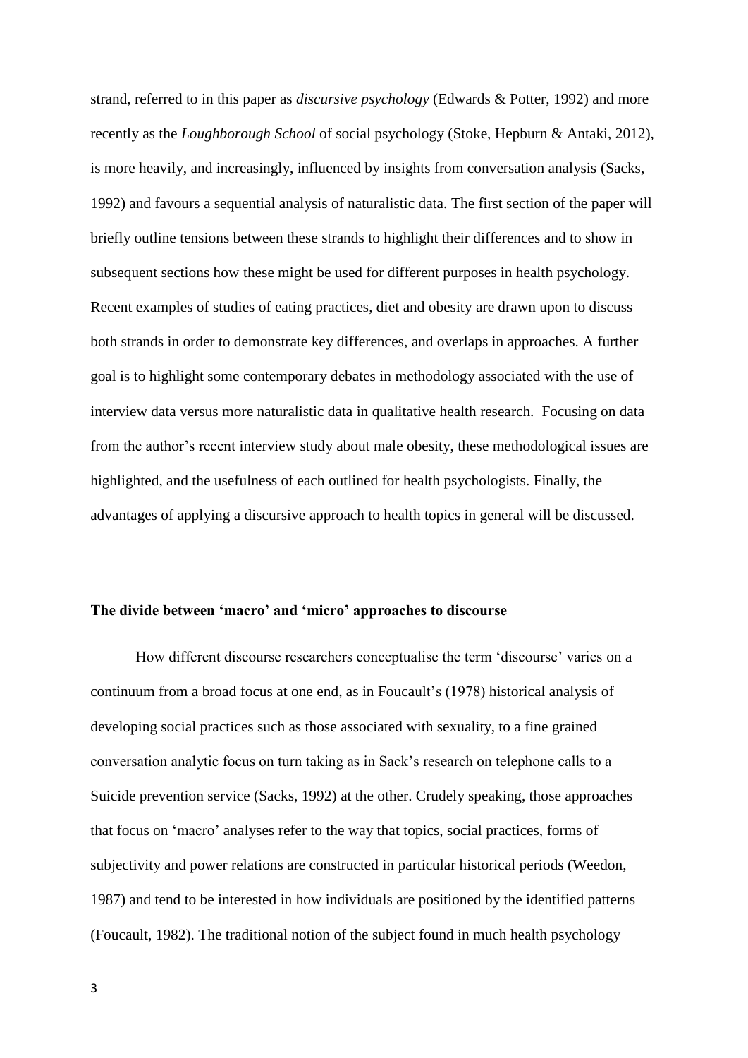strand, referred to in this paper as *discursive psychology* (Edwards & Potter, 1992) and more recently as the *Loughborough School* of social psychology (Stoke, Hepburn & Antaki, 2012), is more heavily, and increasingly, influenced by insights from conversation analysis (Sacks, 1992) and favours a sequential analysis of naturalistic data. The first section of the paper will briefly outline tensions between these strands to highlight their differences and to show in subsequent sections how these might be used for different purposes in health psychology. Recent examples of studies of eating practices, diet and obesity are drawn upon to discuss both strands in order to demonstrate key differences, and overlaps in approaches. A further goal is to highlight some contemporary debates in methodology associated with the use of interview data versus more naturalistic data in qualitative health research. Focusing on data from the author's recent interview study about male obesity, these methodological issues are highlighted, and the usefulness of each outlined for health psychologists. Finally, the advantages of applying a discursive approach to health topics in general will be discussed.

## The divide between 'macro' and 'micro' approaches to discourse

How different discourse researchers conceptualise the term 'discourse' varies on a continuum from a broad focus at one end, as in Foucault's (1978) historical analysis of developing social practices such as those associated with sexuality, to a fine grained conversation analytic focus on turn taking as in Sack's research on telephone calls to a Suicide prevention service (Sacks, 1992) at the other. Crudely speaking, those approaches that focus on 'macro' analyses refer to the way that topics, social practices, forms of subjectivity and power relations are constructed in particular historical periods (Weedon, 1987) and tend to be interested in how individuals are positioned by the identified patterns (Foucault, 1982). The traditional notion of the subject found in much health psychology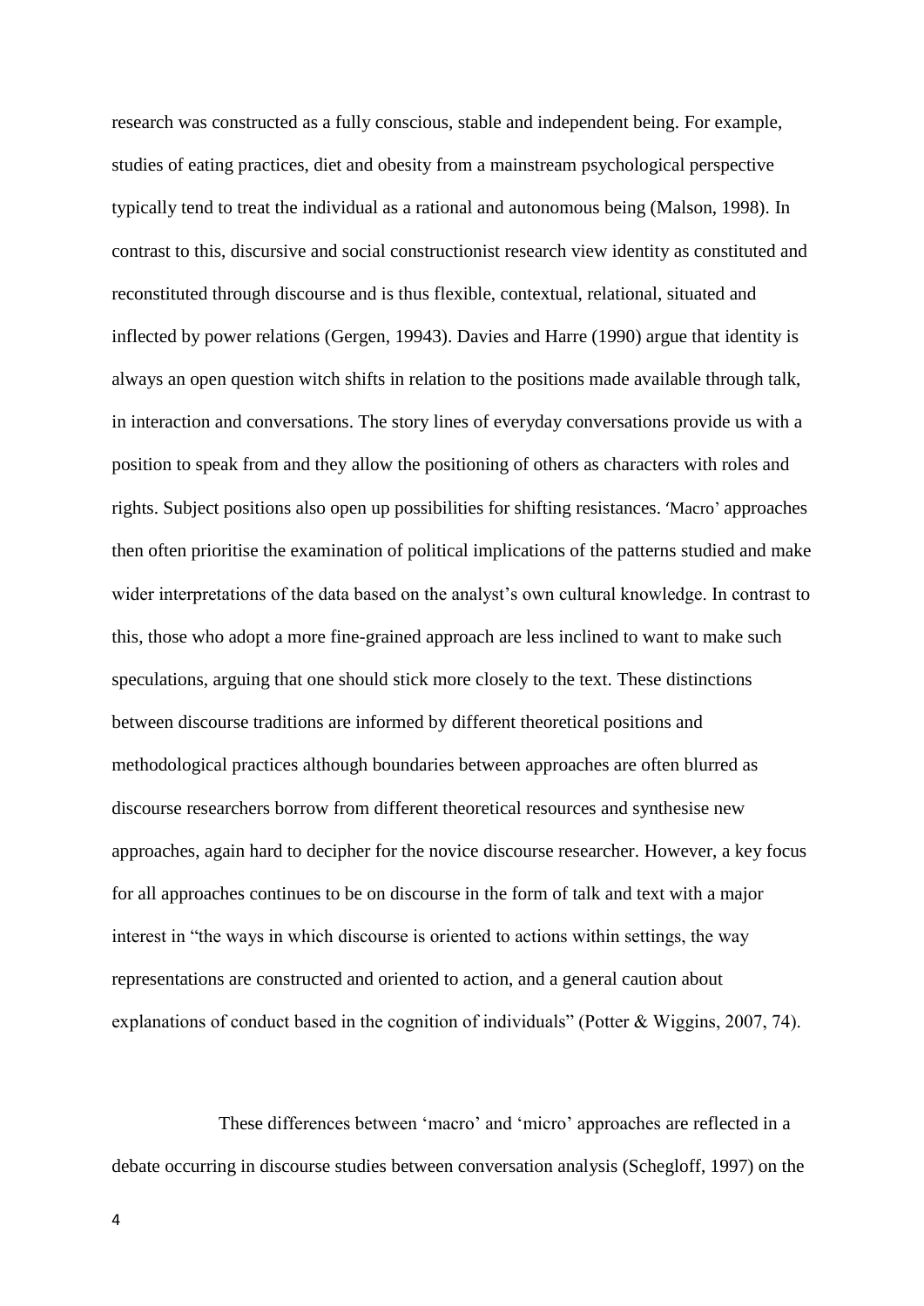research was constructed as a fully conscious, stable and independent being. For example, studies of eating practices, diet and obesity from a mainstream psychological perspective typically tend to treat the individual as a rational and autonomous being (Malson, 1998). In contrast to this, discursive and social constructionist research view identity as constituted and reconstituted through discourse and is thus flexible, contextual, relational, situated and inflected by power relations (Gergen, 19943). Davies and Harre (1990) argue that identity is always an open question witch shifts in relation to the positions made available through talk, in interaction and conversations. The story lines of everyday conversations provide us with a position to speak from and they allow the positioning of others as characters with roles and rights. Subject positions also open up possibilities for shifting resistances. 'Macro' approaches then often prioritise the examination of political implications of the patterns studied and make wider interpretations of the data based on the analyst's own cultural knowledge. In contrast to this, those who adopt a more fine-grained approach are less inclined to want to make such speculations, arguing that one should stick more closely to the text. These distinctions between discourse traditions are informed by different theoretical positions and methodological practices although boundaries between approaches are often blurred as discourse researchers borrow from different theoretical resources and synthesise new approaches, again hard to decipher for the novice discourse researcher. However, a key focus for all approaches continues to be on discourse in the form of talk and text with a major interest in "the ways in which discourse is oriented to actions within settings, the way representations are constructed and oriented to action, and a general caution about explanations of conduct based in the cognition of individuals" (Potter & Wiggins, 2007, 74).

These differences between 'macro' and 'micro' approaches are reflected in a debate occurring in discourse studies between conversation analysis (Schegloff, 1997) on the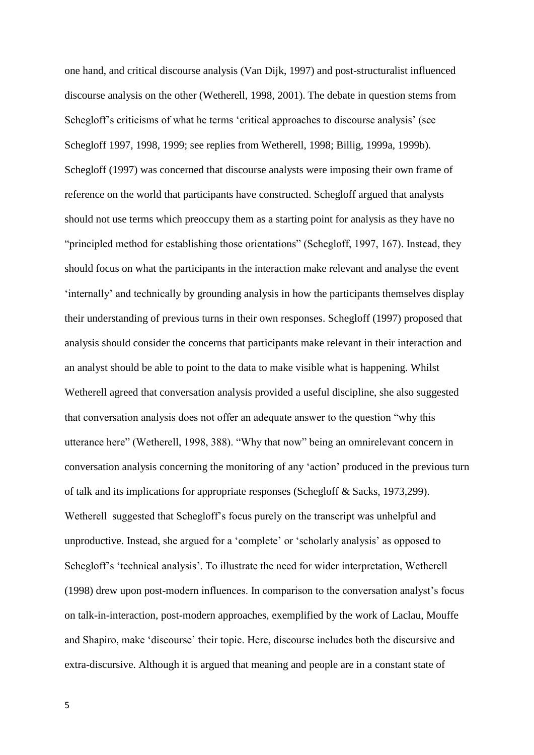one hand, and critical discourse analysis (Van Dijk, 1997) and post-structuralist influenced discourse analysis on the other (Wetherell, 1998, 2001). The debate in question stems from Schegloff's criticisms of what he terms 'critical approaches to discourse analysis' (see Schegloff 1997, 1998, 1999; see replies from Wetherell, 1998; Billig, 1999a, 1999b). Schegloff (1997) was concerned that discourse analysts were imposing their own frame of reference on the world that participants have constructed. Schegloff argued that analysts should not use terms which preoccupy them as a starting point for analysis as they have no "principled method for establishing those orientations" (Schegloff, 1997, 167). Instead, they should focus on what the participants in the interaction make relevant and analyse the event 'internally' and technically by grounding analysis in how the participants themselves display their understanding of previous turns in their own responses. Schegloff (1997) proposed that analysis should consider the concerns that participants make relevant in their interaction and an analyst should be able to point to the data to make visible what is happening. Whilst Wetherell agreed that conversation analysis provided a useful discipline, she also suggested that conversation analysis does not offer an adequate answer to the question "why this utterance here" (Wetherell, 1998, 388). "Why that now" being an omnirelevant concern in conversation analysis concerning the monitoring of any 'action' produced in the previous turn of talk and its implications for appropriate responses (Schegloff & Sacks, 1973,299). Wetherell suggested that Schegloff's focus purely on the transcript was unhelpful and unproductive. Instead, she argued for a 'complete' or 'scholarly analysis' as opposed to Schegloff's 'technical analysis'. To illustrate the need for wider interpretation, Wetherell (1998) drew upon post-modern influences. In comparison to the conversation analyst's focus on talk-in-interaction, post-modern approaches, exemplified by the work of Laclau, Mouffe and Shapiro, make 'discourse' their topic. Here, discourse includes both the discursive and extra-discursive. Although it is argued that meaning and people are in a constant state of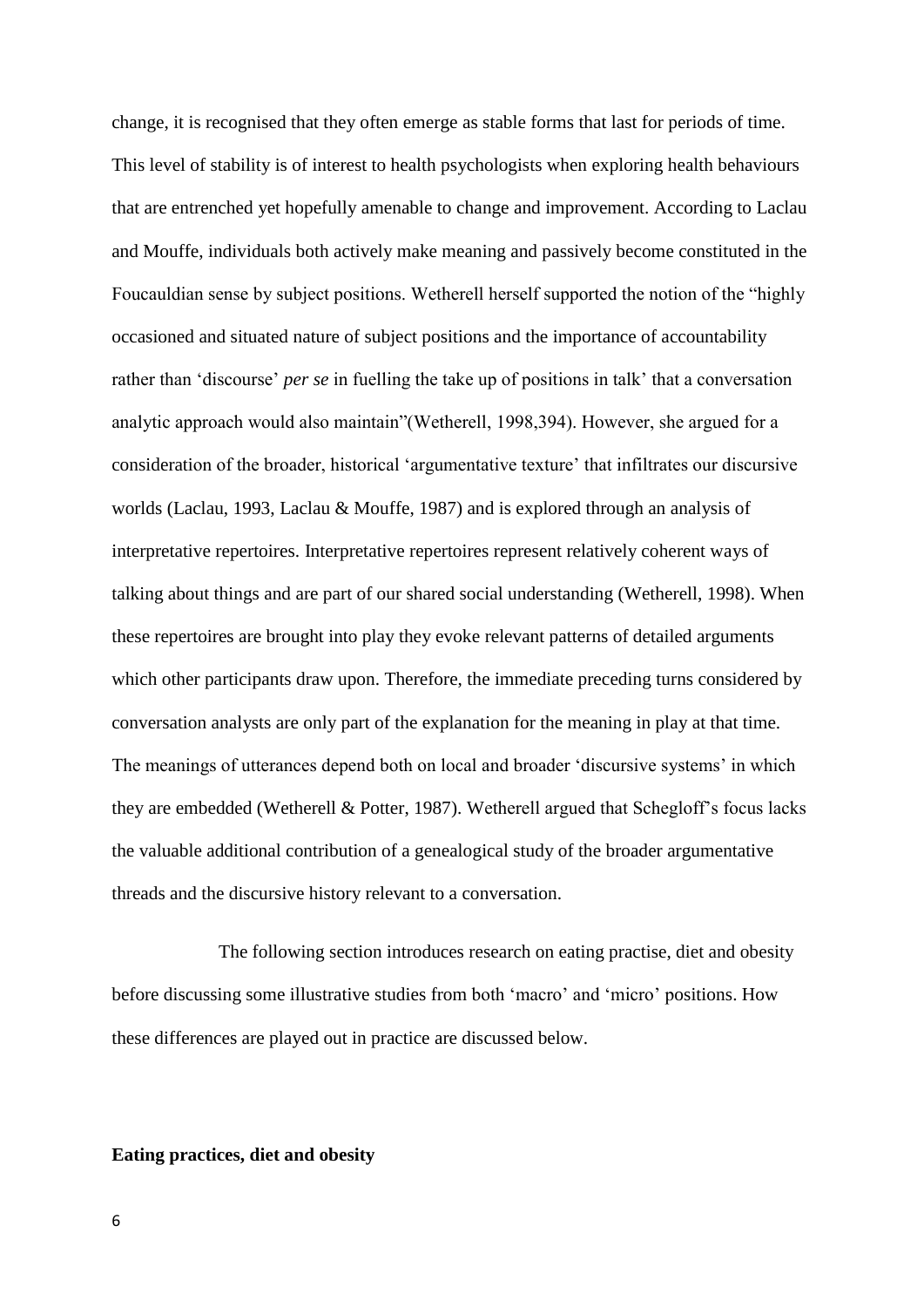change, it is recognised that they often emerge as stable forms that last for periods of time. This level of stability is of interest to health psychologists when exploring health behaviours that are entrenched yet hopefully amenable to change and improvement. According to Laclau and Mouffe, individuals both actively make meaning and passively become constituted in the Foucauldian sense by subject positions. Wetherell herself supported the notion of the "highly occasioned and situated nature of subject positions and the importance of accountability rather than 'discourse' *per se* in fuelling the take up of positions in talk' that a conversation analytic approach would also maintain"(Wetherell, 1998,394). However, she argued for a consideration of the broader, historical 'argumentative texture' that infiltrates our discursive worlds (Laclau, 1993, Laclau & Mouffe, 1987) and is explored through an analysis of interpretative repertoires. Interpretative repertoires represent relatively coherent ways of talking about things and are part of our shared social understanding (Wetherell, 1998). When these repertoires are brought into play they evoke relevant patterns of detailed arguments which other participants draw upon. Therefore, the immediate preceding turns considered by conversation analysts are only part of the explanation for the meaning in play at that time. The meanings of utterances depend both on local and broader 'discursive systems' in which they are embedded (Wetherell & Potter, 1987). Wetherell argued that Schegloff's focus lacks the valuable additional contribution of a genealogical study of the broader argumentative threads and the discursive history relevant to a conversation.

The following section introduces research on eating practise, diet and obesity before discussing some illustrative studies from both 'macro' and 'micro' positions. How these differences are played out in practice are discussed below.

**Eating practices, diet and obesity**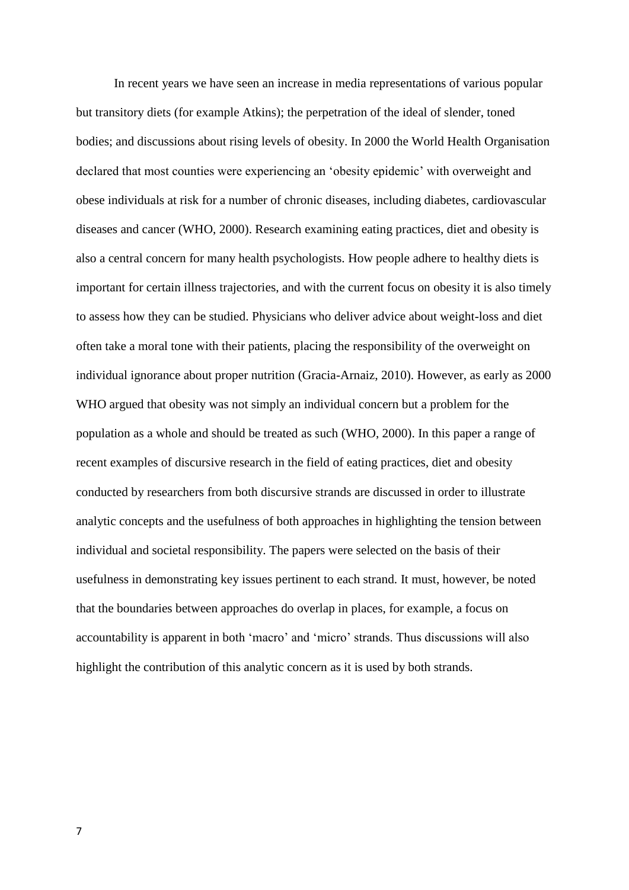In recent years we have seen an increase in media representations of various popular but transitory diets (for example Atkins); the perpetration of the ideal of slender, toned bodies; and discussions about rising levels of obesity. In 2000 the World Health Organisation declared that most counties were experiencing an 'obesity epidemic' with overweight and obese individuals at risk for a number of chronic diseases, including diabetes, cardiovascular diseases and cancer (WHO, 2000). Research examining eating practices, diet and obesity is also a central concern for many health psychologists. How people adhere to healthy diets is important for certain illness trajectories, and with the current focus on obesity it is also timely to assess how they can be studied. Physicians who deliver advice about weight-loss and diet often take a moral tone with their patients, placing the responsibility of the overweight on individual ignorance about proper nutrition (Gracia-Arnaiz, 2010). However, as early as 2000 WHO argued that obesity was not simply an individual concern but a problem for the population as a whole and should be treated as such (WHO, 2000). In this paper a range of recent examples of discursive research in the field of eating practices, diet and obesity conducted by researchers from both discursive strands are discussed in order to illustrate analytic concepts and the usefulness of both approaches in highlighting the tension between individual and societal responsibility. The papers were selected on the basis of their usefulness in demonstrating key issues pertinent to each strand. It must, however, be noted that the boundaries between approaches do overlap in places, for example, a focus on accountability is apparent in both 'macro' and 'micro' strands. Thus discussions will also highlight the contribution of this analytic concern as it is used by both strands.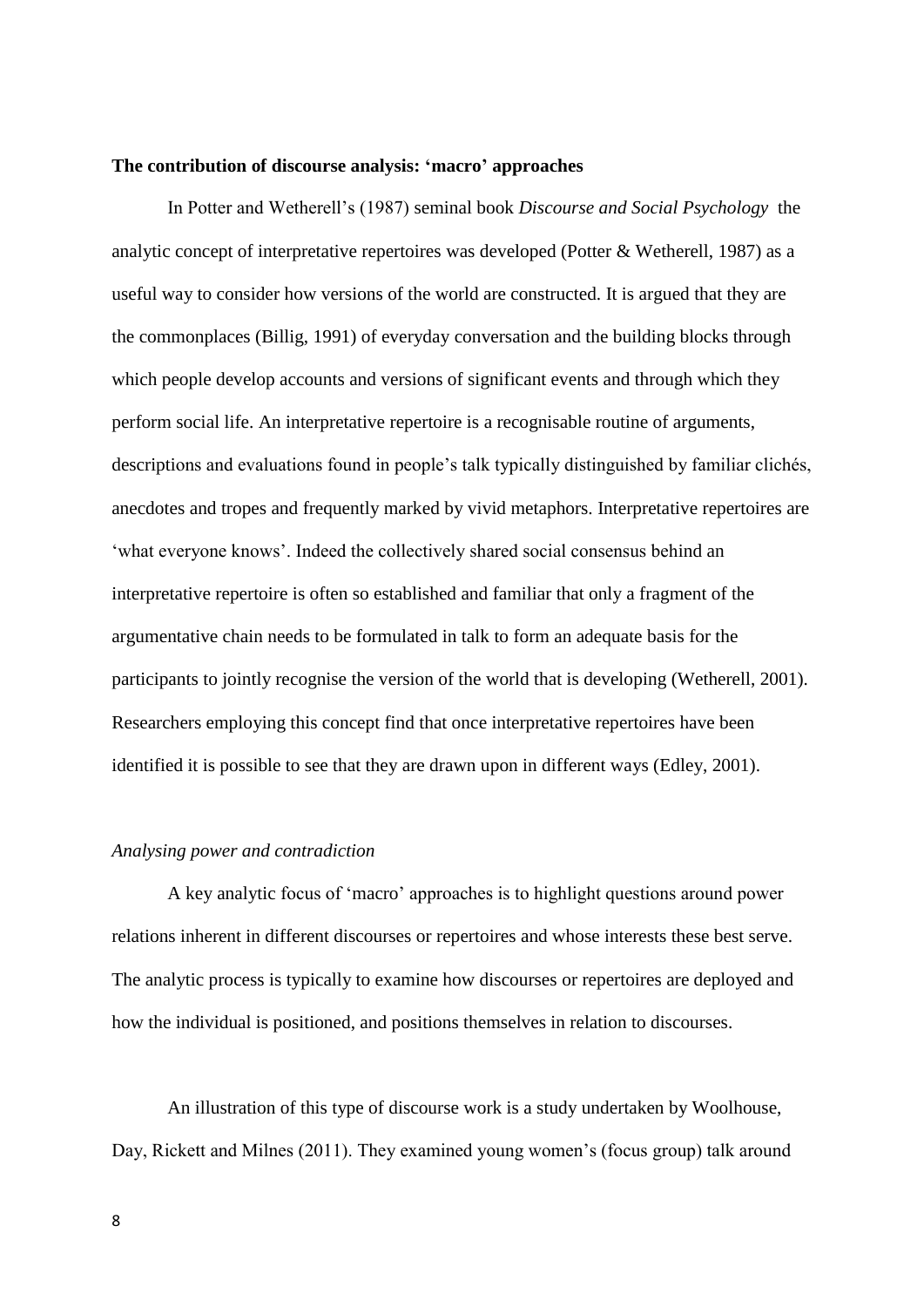## The contribution of discourse analysis: 'macro' approaches

In Potter and Wetherell's (1987) seminal book *Discourse and Social Psychology* the analytic concept of interpretative repertoires was developed (Potter & Wetherell, 1987) as a useful way to consider how versions of the world are constructed. It is argued that they are the commonplaces (Billig, 1991) of everyday conversation and the building blocks through which people develop accounts and versions of significant events and through which they perform social life. An interpretative repertoire is a recognisable routine of arguments, descriptions and evaluations found in people's talk typically distinguished by familiar clichés, anecdotes and tropes and frequently marked by vivid metaphors. Interpretative repertoires are 'what everyone knows'. Indeed the collectively shared social consensus behind an interpretative repertoire is often so established and familiar that only a fragment of the argumentative chain needs to be formulated in talk to form an adequate basis for the participants to jointly recognise the version of the world that is developing (Wetherell, 2001). Researchers employing this concept find that once interpretative repertoires have been identified it is possible to see that they are drawn upon in different ways (Edley, 2001).

### *Analysing power and contradiction*

A key analytic focus of 'macro' approaches is to highlight questions around power relations inherent in different discourses or repertoires and whose interests these best serve. The analytic process is typically to examine how discourses or repertoires are deployed and how the individual is positioned, and positions themselves in relation to discourses.

An illustration of this type of discourse work is a study undertaken by Woolhouse, Day, Rickett and Milnes (2011). They examined young women's (focus group) talk around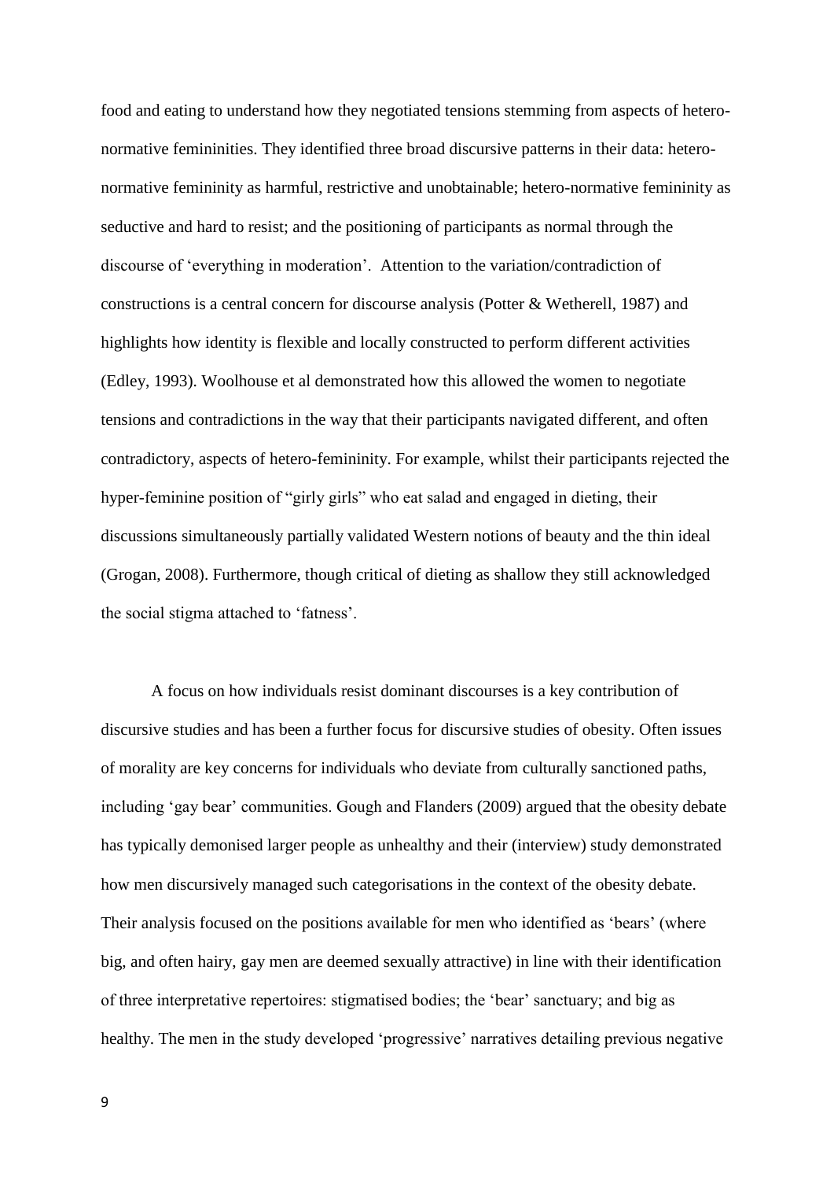food and eating to understand how they negotiated tensions stemming from aspects of hetero-normative femininities. They identified three broad discursive patterns in their data: hetero-normative femininity as harmful, restrictive and unobtainable; hetero-normative femininity as seductive and hard to resist; and the positioning of participants as normal through the discourse of 'everything in moderation'. Attention to the variation/contradiction of constructions is a central concern for discourse analysis (Potter & Wetherell, 1987) and highlights how identity is flexible and locally constructed to perform different activities (Edley, 1993). Woolhouse et al demonstrated how this allowed the women to negotiate tensions and contradictions in the way that their participants navigated different, and often contradictory, aspects of hetero-femininity. For example, whilst their participants rejected the hyper-feminine position of "girly girls" who eat salad and engaged in dieting, their discussions simultaneously partially validated Western notions of beauty and the thin ideal (Grogan, 2008). Furthermore, though critical of dieting as shallow they still acknowledged the social stigma attached to 'fatness'.

A focus on how individuals resist dominant discourses is a key contribution of discursive studies and has been a further focus for discursive studies of obesity. Often issues of morality are key concerns for individuals who deviate from culturally sanctioned paths, including 'gay bear' communities. Gough and Flanders (2009) argued that the obesity debate has typically demonised larger people as unhealthy and their (interview) study demonstrated how men discursively managed such categorisations in the context of the obesity debate. Their analysis focused on the positions available for men who identified as 'bears' (where big, and often hairy, gay men are deemed sexually attractive) in line with their identification of three interpretative repertoires: stigmatised bodies; the 'bear' sanctuary; and big as healthy. The men in the study developed 'progressive' narratives detailing previous negative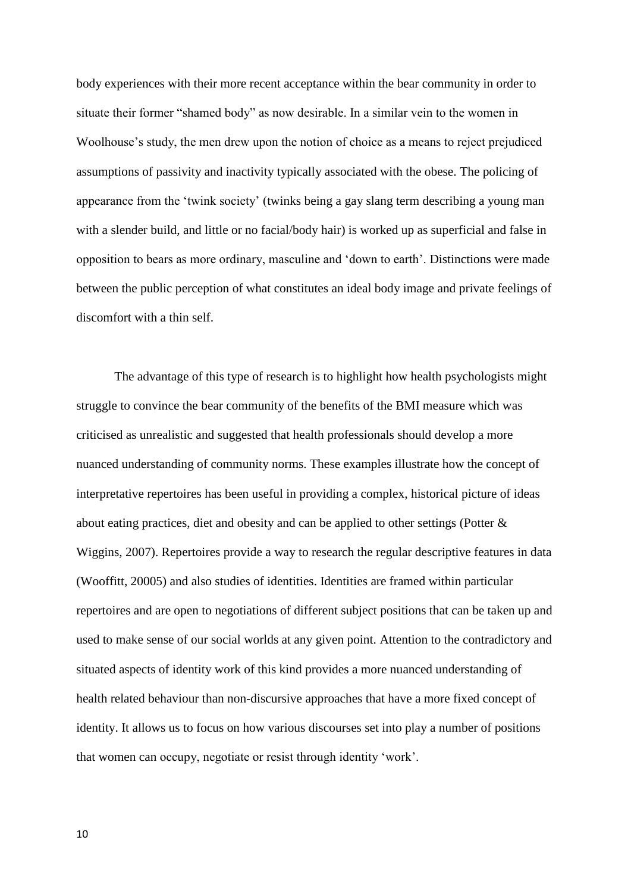body experiences with their more recent acceptance within the bear community in order to situate their former "shamed body" as now desirable. In a similar vein to the women in Woolhouse's study, the men drew upon the notion of choice as a means to reject prejudiced assumptions of passivity and inactivity typically associated with the obese. The policing of appearance from the 'twink society' (twinks being a gay slang term describing a young man with a slender build, and little or no facial/body hair) is worked up as superficial and false in opposition to bears as more ordinary, masculine and 'down to earth'. Distinctions were made between the public perception of what constitutes an ideal body image and private feelings of discomfort with a thin self.

The advantage of this type of research is to highlight how health psychologists might struggle to convince the bear community of the benefits of the BMI measure which was criticised as unrealistic and suggested that health professionals should develop a more nuanced understanding of community norms. These examples illustrate how the concept of interpretative repertoires has been useful in providing a complex, historical picture of ideas about eating practices, diet and obesity and can be applied to other settings (Potter & Wiggins, 2007). Repertoires provide a way to research the regular descriptive features in data (Wooffitt, 20005) and also studies of identities. Identities are framed within particular repertoires and are open to negotiations of different subject positions that can be taken up and used to make sense of our social worlds at any given point. Attention to the contradictory and situated aspects of identity work of this kind provides a more nuanced understanding of health related behaviour than non-discursive approaches that have a more fixed concept of identity. It allows us to focus on how various discourses set into play a number of positions that women can occupy, negotiate or resist through identity 'work'.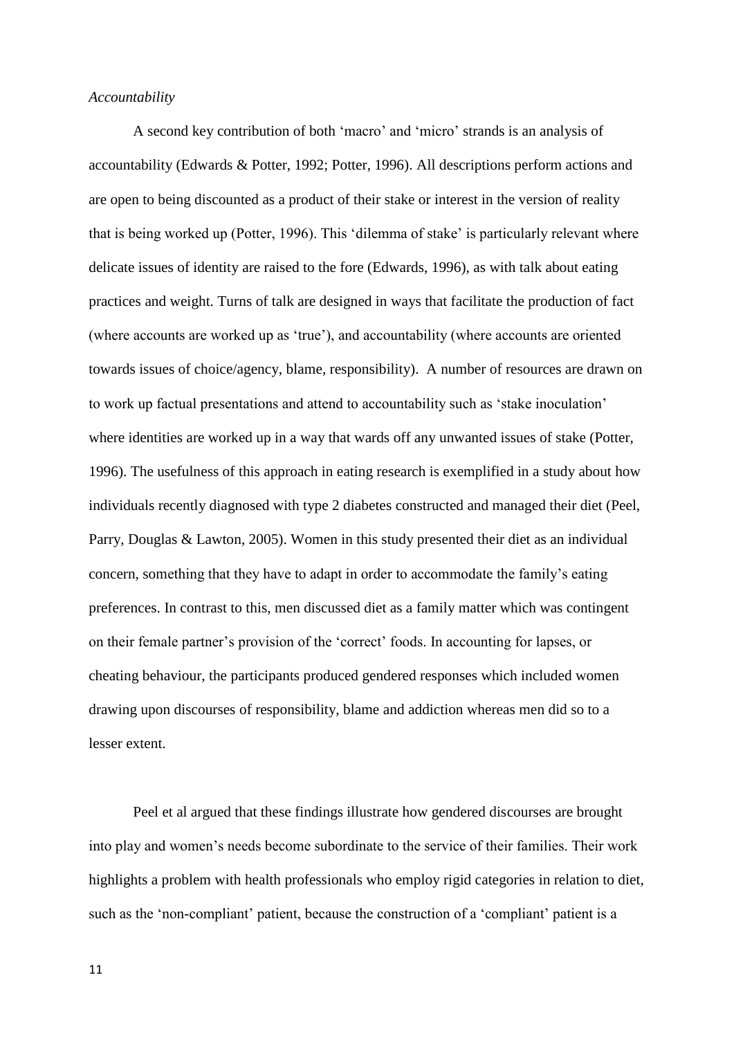*Accountability*

A second key contribution of both 'macro' and 'micro' strands is an analysis of accountability (Edwards & Potter, 1992; Potter, 1996). All descriptions perform actions and are open to being discounted as a product of their stake or interest in the version of reality that is being worked up (Potter, 1996). This 'dilemma of stake' is particularly relevant where delicate issues of identity are raised to the fore (Edwards, 1996), as with talk about eating practices and weight. Turns of talk are designed in ways that facilitate the production of fact (where accounts are worked up as 'true'), and accountability (where accounts are oriented towards issues of choice/agency, blame, responsibility). A number of resources are drawn on to work up factual presentations and attend to accountability such as 'stake inoculation' where identities are worked up in a way that wards off any unwanted issues of stake (Potter, 1996). The usefulness of this approach in eating research is exemplified in a study about how individuals recently diagnosed with type 2 diabetes constructed and managed their diet (Peel, Parry, Douglas & Lawton, 2005). Women in this study presented their diet as an individual concern, something that they have to adapt in order to accommodate the family's eating preferences. In contrast to this, men discussed diet as a family matter which was contingent on their female partner's provision of the 'correct' foods. In accounting for lapses, or cheating behaviour, the participants produced gendered responses which included women drawing upon discourses of responsibility, blame and addiction whereas men did so to a lesser extent.

Peel et al argued that these findings illustrate how gendered discourses are brought into play and women's needs become subordinate to the service of their families. Their work highlights a problem with health professionals who employ rigid categories in relation to diet, such as the 'non-compliant' patient, because the construction of a 'compliant' patient is a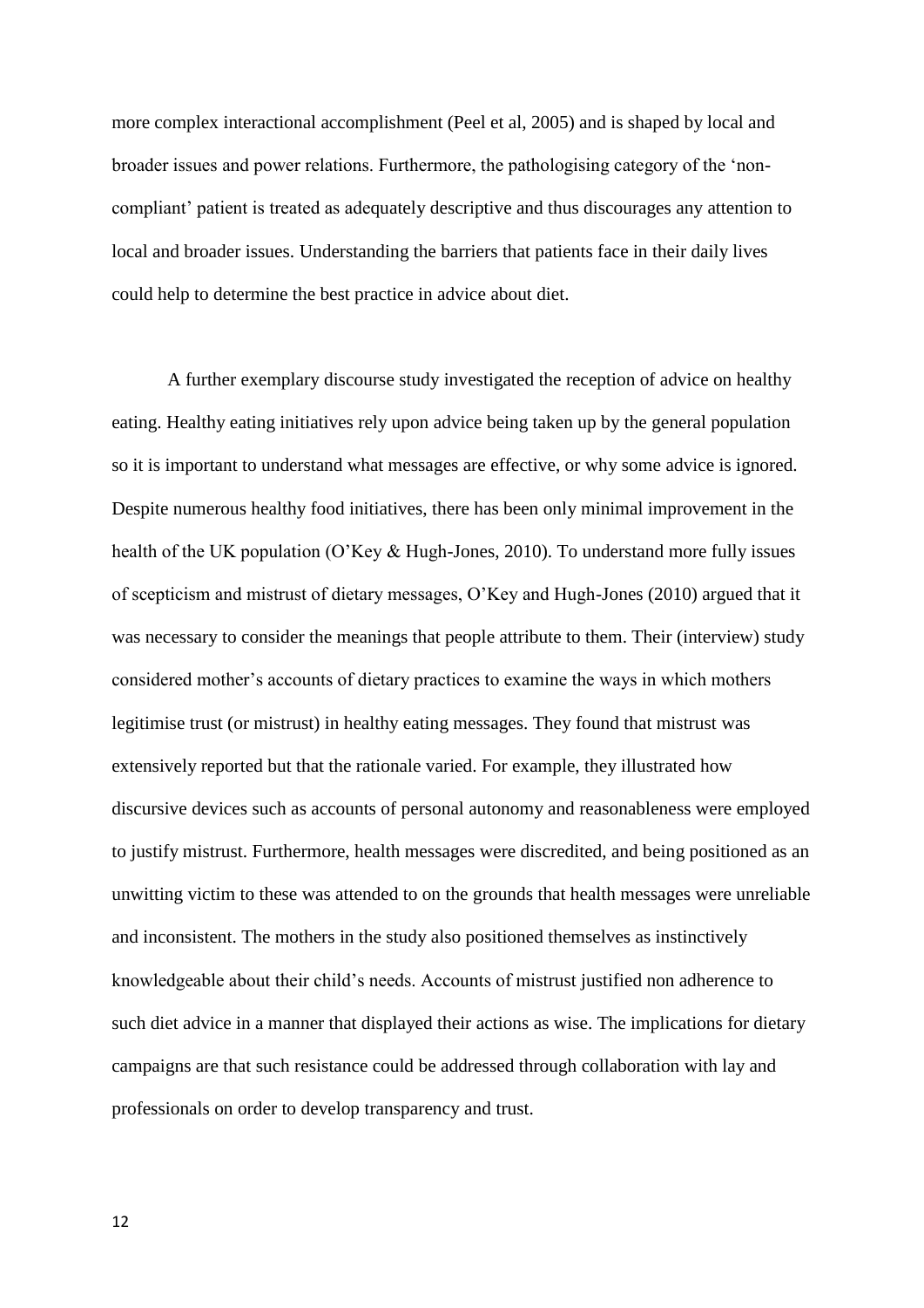more complex interactional accomplishment (Peel et al, 2005) and is shaped by local and broader issues and power relations. Furthermore, the pathologising category of the 'non-compliant' patient is treated as adequately descriptive and thus discourages any attention to local and broader issues. Understanding the barriers that patients face in their daily lives could help to determine the best practice in advice about diet.

A further exemplary discourse study investigated the reception of advice on healthy eating. Healthy eating initiatives rely upon advice being taken up by the general population so it is important to understand what messages are effective, or why some advice is ignored. Despite numerous healthy food initiatives, there has been only minimal improvement in the health of the UK population (O'Key & Hugh-Jones, 2010). To understand more fully issues of scepticism and mistrust of dietary messages, O'Key and Hugh-Jones (2010) argued that it was necessary to consider the meanings that people attribute to them. Their (interview) study considered mother's accounts of dietary practices to examine the ways in which mothers legitimise trust (or mistrust) in healthy eating messages. They found that mistrust was extensively reported but that the rationale varied. For example, they illustrated how discursive devices such as accounts of personal autonomy and reasonableness were employed to justify mistrust. Furthermore, health messages were discredited, and being positioned as an unwitting victim to these was attended to on the grounds that health messages were unreliable and inconsistent. The mothers in the study also positioned themselves as instinctively knowledgeable about their child's needs. Accounts of mistrust justified non adherence to such diet advice in a manner that displayed their actions as wise. The implications for dietary campaigns are that such resistance could be addressed through collaboration with lay and professionals on order to develop transparency and trust.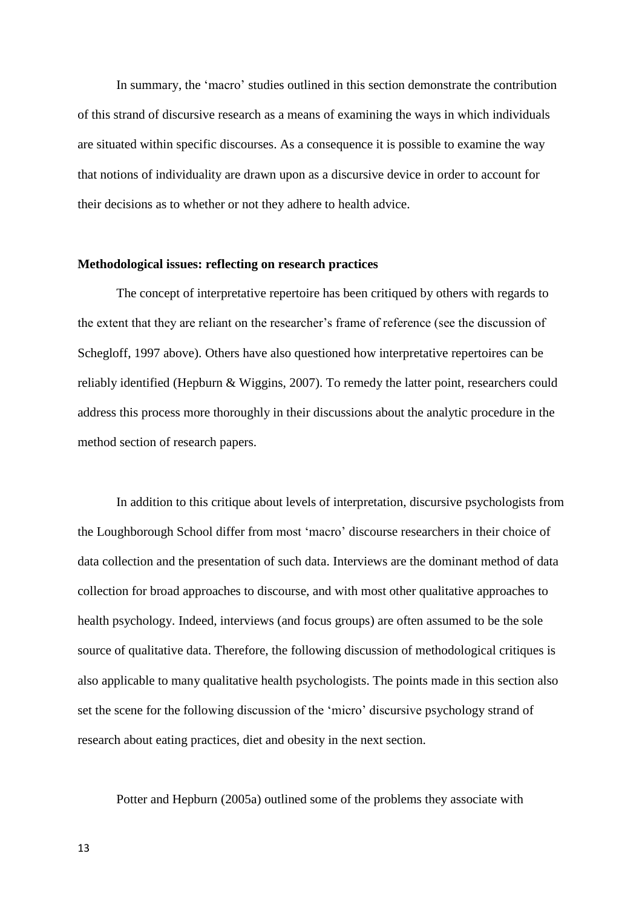In summary, the 'macro' studies outlined in this section demonstrate the contribution of this strand of discursive research as a means of examining the ways in which individuals are situated within specific discourses. As a consequence it is possible to examine the way that notions of individuality are drawn upon as a discursive device in order to account for their decisions as to whether or not they adhere to health advice.

**Methodological issues: reflecting on research practices**

The concept of interpretative repertoire has been critiqued by others with regards to the extent that they are reliant on the researcher's frame of reference (see the discussion of Schegloff, 1997 above). Others have also questioned how interpretative repertoires can be reliably identified (Hepburn & Wiggins, 2007). To remedy the latter point, researchers could address this process more thoroughly in their discussions about the analytic procedure in the method section of research papers.

In addition to this critique about levels of interpretation, discursive psychologists from the Loughborough School differ from most 'macro' discourse researchers in their choice of data collection and the presentation of such data. Interviews are the dominant method of data collection for broad approaches to discourse, and with most other qualitative approaches to health psychology. Indeed, interviews (and focus groups) are often assumed to be the sole source of qualitative data. Therefore, the following discussion of methodological critiques is also applicable to many qualitative health psychologists. The points made in this section also set the scene for the following discussion of the 'micro' discursive psychology strand of research about eating practices, diet and obesity in the next section.

Potter and Hepburn (2005a) outlined some of the problems they associate with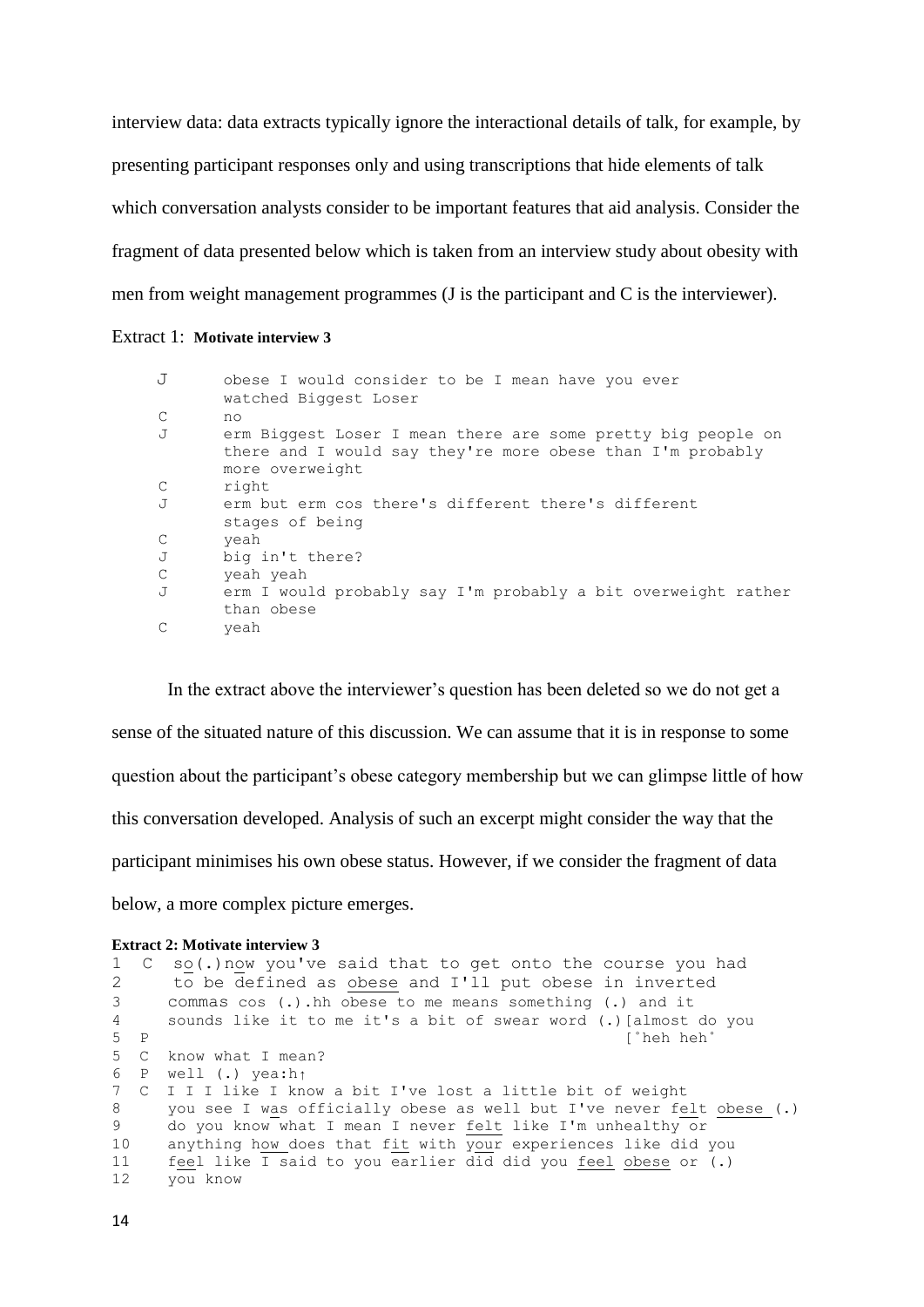interview data: data extracts typically ignore the interactional details of talk, for example, by presenting participant responses only and using transcriptions that hide elements of talk which conversation analysts consider to be important features that aid analysis. Consider the fragment of data presented below which is taken from an interview study about obesity with men from weight management programmes (J is the participant and C is the interviewer).

Extract 1: **Motivate interview 3**

```
J      obese I would consider to be I mean have you ever
       watched Biggest Loser
C      no
J      erm Biggest Loser I mean there are some pretty big people on
       there and I would say they're more obese than I'm probably
       more overweight
C      right
J      erm but erm cos there's different there's different
       stages of being
C      yeah
J      big in't there?
C      yeah yeah
J      erm I would probably say I'm probably a bit overweight rather
       than obese
C      yeah
```

In the extract above the interviewer's question has been deleted so we do not get a sense of the situated nature of this discussion. We can assume that it is in response to some question about the participant's obese category membership but we can glimpse little of how this conversation developed. Analysis of such an excerpt might consider the way that the participant minimises his own obese status. However, if we consider the fragment of data below, a more complex picture emerges.

**Extract 2: Motivate interview 3**

```
1  C  so(.)now you've said that to get onto the course you had
2     to be defined as obese and I'll put obese in inverted
3     commas cos (.).hh obese to me means something (.) and it
4     sounds like it to me it's a bit of swear word (.)[almost do you
5  P                                                    [°heh heh°
5  C  know what I mean?
6  P  well (.) yea:h↑
7  C  I I I like I know a bit I've lost a little bit of weight
8     you see I was officially obese as well but I've never felt obese (.)
9     do you know what I mean I never felt like I'm unhealthy or
10    anything how does that fit with your experiences like did you
11    feel like I said to you earlier did did you feel obese or (.)
12    you know
```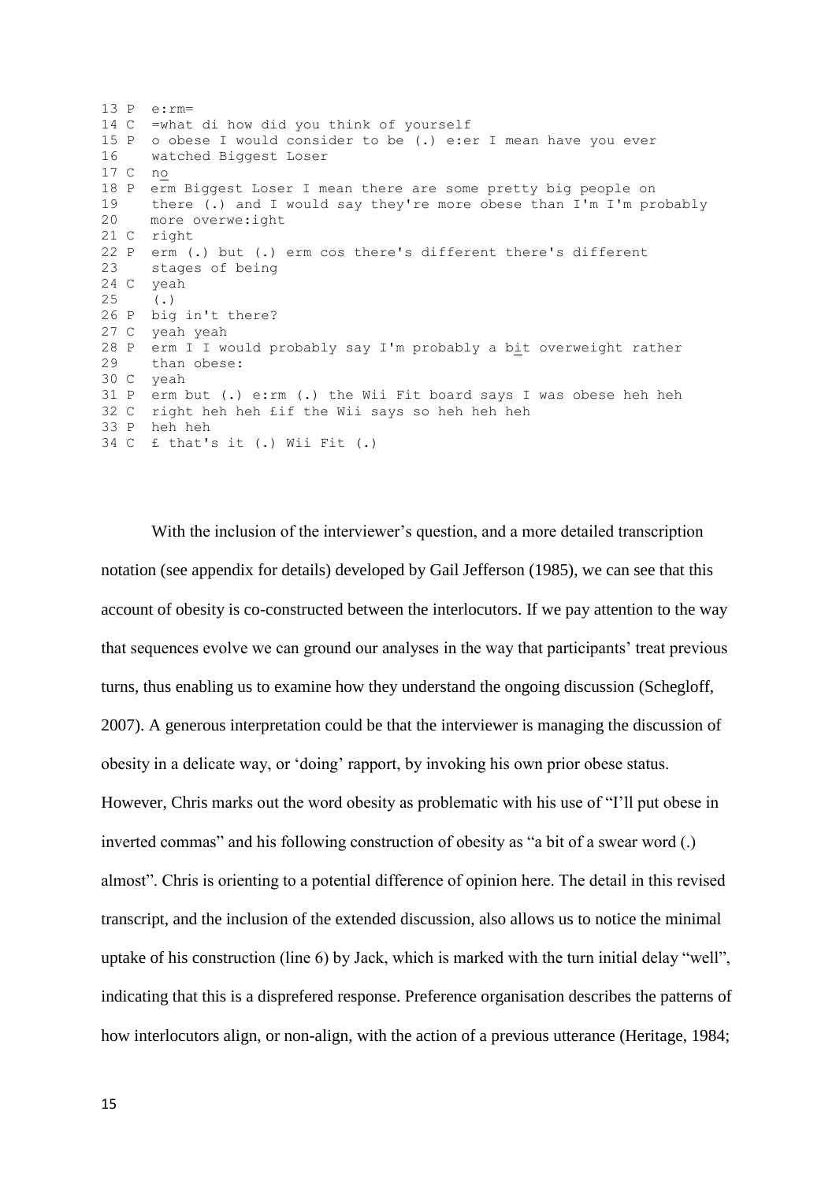```
13 P  e:rm=
14 C  =what di how did you think of yourself
15 P  o obese I would consider to be (.) e:er I mean have you ever
16    watched Biggest Loser
17 C  no
18 P  erm Biggest Loser I mean there are some pretty big people on
19    there (.) and I would say they're more obese than I'm I'm probably
20    more overwe:ight
21 C  right
22 P  erm (.) but (.) erm cos there's different there's different
23    stages of being
24 C  yeah
25    (.)
26 P  big in't there?
27 C  yeah yeah
28 P  erm I I would probably say I'm probably a bit overweight rather
29    than obese:
30 C  yeah
31 P  erm but (.) e:rm (.) the Wii Fit board says I was obese heh heh
32 C  right heh heh £if the Wii says so heh heh heh
33 P  heh heh
34 C  £ that's it (.) Wii Fit (.)
```

With the inclusion of the interviewer's question, and a more detailed transcription notation (see appendix for details) developed by Gail Jefferson (1985), we can see that this account of obesity is co-constructed between the interlocutors. If we pay attention to the way that sequences evolve we can ground our analyses in the way that participants' treat previous turns, thus enabling us to examine how they understand the ongoing discussion (Schegloff, 2007). A generous interpretation could be that the interviewer is managing the discussion of obesity in a delicate way, or 'doing' rapport, by invoking his own prior obese status. However, Chris marks out the word obesity as problematic with his use of "I'll put obese in inverted commas" and his following construction of obesity as "a bit of a swear word (.) almost". Chris is orienting to a potential difference of opinion here. The detail in this revised transcript, and the inclusion of the extended discussion, also allows us to notice the minimal uptake of his construction (line 6) by Jack, which is marked with the turn initial delay "well", indicating that this is a disprefered response. Preference organisation describes the patterns of how interlocutors align, or non-align, with the action of a previous utterance (Heritage, 1984;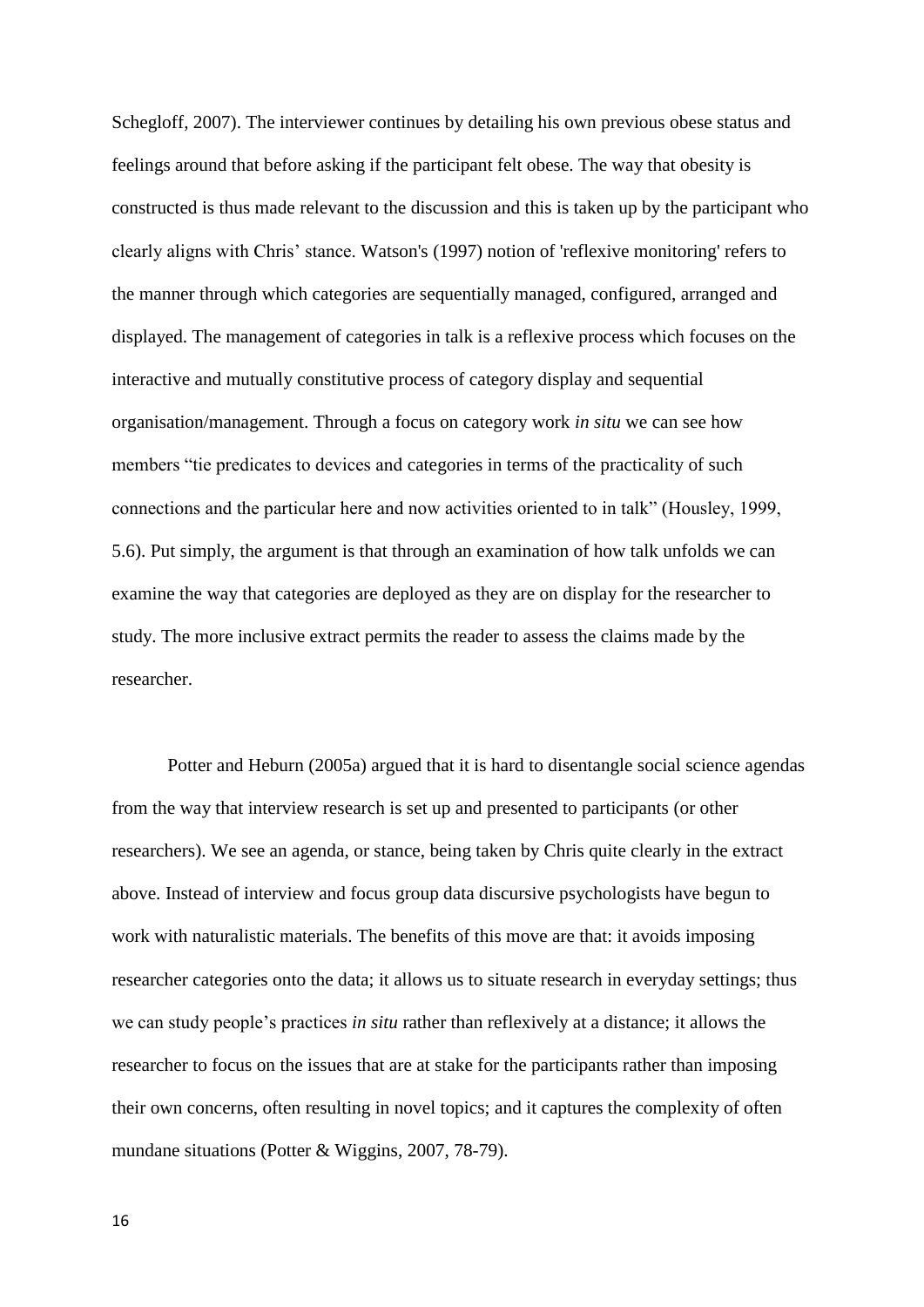Schegloff, 2007). The interviewer continues by detailing his own previous obese status and feelings around that before asking if the participant felt obese. The way that obesity is constructed is thus made relevant to the discussion and this is taken up by the participant who clearly aligns with Chris' stance. Watson's (1997) notion of 'reflexive monitoring' refers to the manner through which categories are sequentially managed, configured, arranged and displayed. The management of categories in talk is a reflexive process which focuses on the interactive and mutually constitutive process of category display and sequential organisation/management. Through a focus on category work *in situ* we can see how members "tie predicates to devices and categories in terms of the practicality of such connections and the particular here and now activities oriented to in talk" (Housley, 1999, 5.6). Put simply, the argument is that through an examination of how talk unfolds we can examine the way that categories are deployed as they are on display for the researcher to study. The more inclusive extract permits the reader to assess the claims made by the researcher.

Potter and Heburn (2005a) argued that it is hard to disentangle social science agendas from the way that interview research is set up and presented to participants (or other researchers). We see an agenda, or stance, being taken by Chris quite clearly in the extract above. Instead of interview and focus group data discursive psychologists have begun to work with naturalistic materials. The benefits of this move are that: it avoids imposing researcher categories onto the data; it allows us to situate research in everyday settings; thus we can study people's practices *in situ* rather than reflexively at a distance; it allows the researcher to focus on the issues that are at stake for the participants rather than imposing their own concerns, often resulting in novel topics; and it captures the complexity of often mundane situations (Potter & Wiggins, 2007, 78-79).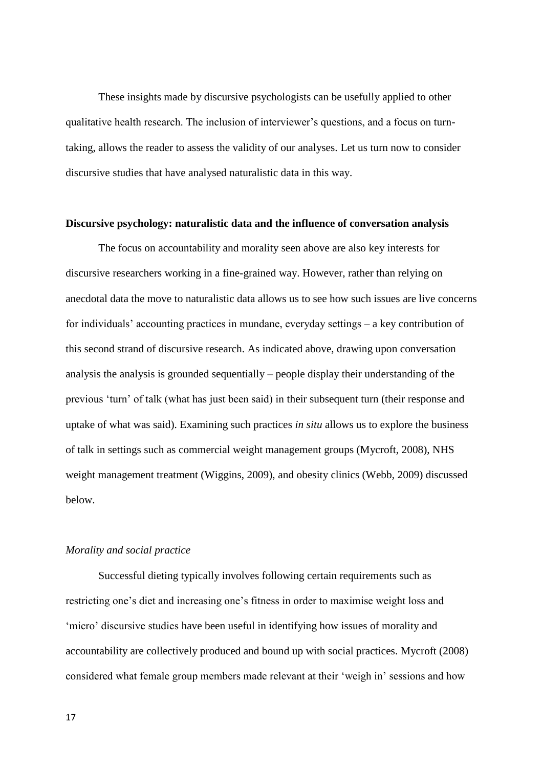These insights made by discursive psychologists can be usefully applied to other qualitative health research. The inclusion of interviewer's questions, and a focus on turn-taking, allows the reader to assess the validity of our analyses. Let us turn now to consider discursive studies that have analysed naturalistic data in this way.

## Discursive psychology: naturalistic data and the influence of conversation analysis

The focus on accountability and morality seen above are also key interests for discursive researchers working in a fine-grained way. However, rather than relying on anecdotal data the move to naturalistic data allows us to see how such issues are live concerns for individuals' accounting practices in mundane, everyday settings – a key contribution of this second strand of discursive research. As indicated above, drawing upon conversation analysis the analysis is grounded sequentially – people display their understanding of the previous 'turn' of talk (what has just been said) in their subsequent turn (their response and uptake of what was said). Examining such practices *in situ* allows us to explore the business of talk in settings such as commercial weight management groups (Mycroft, 2008), NHS weight management treatment (Wiggins, 2009), and obesity clinics (Webb, 2009) discussed below.

### *Morality and social practice*

Successful dieting typically involves following certain requirements such as restricting one's diet and increasing one's fitness in order to maximise weight loss and 'micro' discursive studies have been useful in identifying how issues of morality and accountability are collectively produced and bound up with social practices. Mycroft (2008) considered what female group members made relevant at their 'weigh in' sessions and how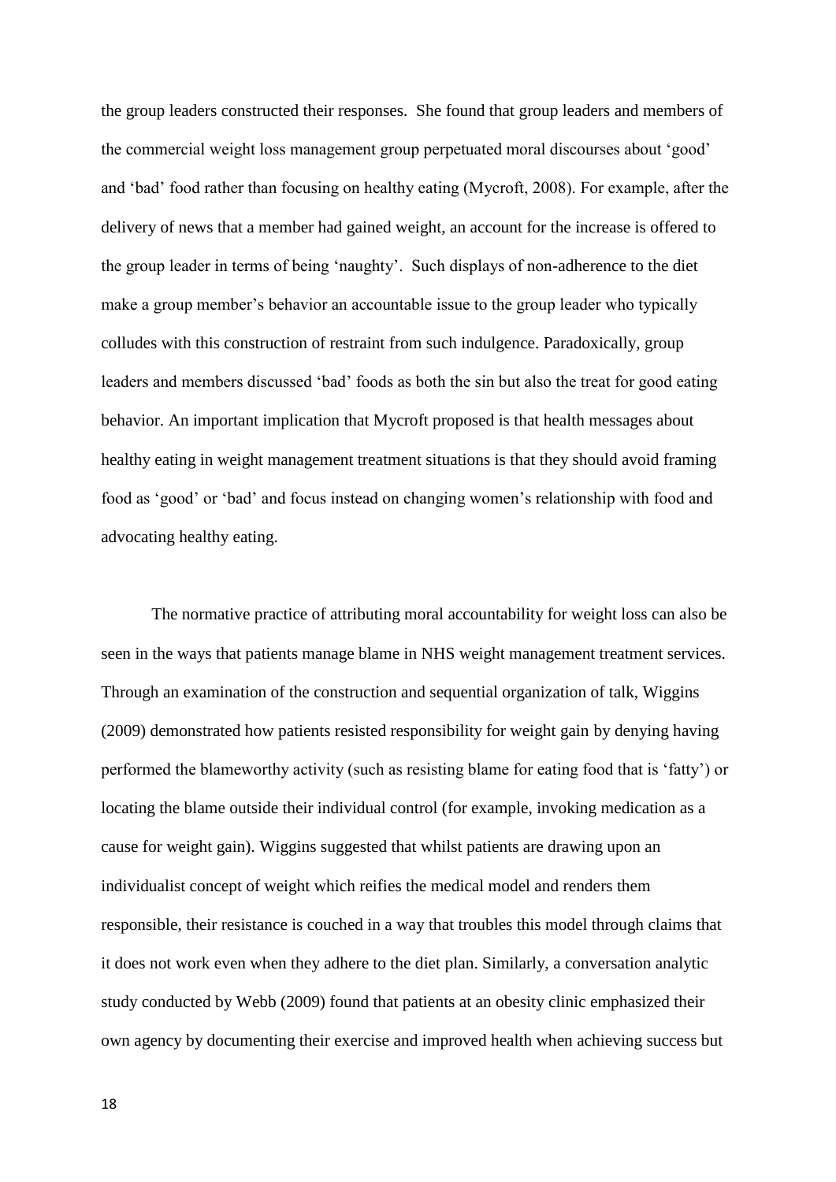the group leaders constructed their responses. She found that group leaders and members of the commercial weight loss management group perpetuated moral discourses about 'good' and 'bad' food rather than focusing on healthy eating (Mycroft, 2008). For example, after the delivery of news that a member had gained weight, an account for the increase is offered to the group leader in terms of being 'naughty'. Such displays of non-adherence to the diet make a group member's behavior an accountable issue to the group leader who typically colludes with this construction of restraint from such indulgence. Paradoxically, group leaders and members discussed 'bad' foods as both the sin but also the treat for good eating behavior. An important implication that Mycroft proposed is that health messages about healthy eating in weight management treatment situations is that they should avoid framing food as 'good' or 'bad' and focus instead on changing women's relationship with food and advocating healthy eating.

The normative practice of attributing moral accountability for weight loss can also be seen in the ways that patients manage blame in NHS weight management treatment services. Through an examination of the construction and sequential organization of talk, Wiggins (2009) demonstrated how patients resisted responsibility for weight gain by denying having performed the blameworthy activity (such as resisting blame for eating food that is 'fatty') or locating the blame outside their individual control (for example, invoking medication as a cause for weight gain). Wiggins suggested that whilst patients are drawing upon an individualist concept of weight which reifies the medical model and renders them responsible, their resistance is couched in a way that troubles this model through claims that it does not work even when they adhere to the diet plan. Similarly, a conversation analytic study conducted by Webb (2009) found that patients at an obesity clinic emphasized their own agency by documenting their exercise and improved health when achieving success but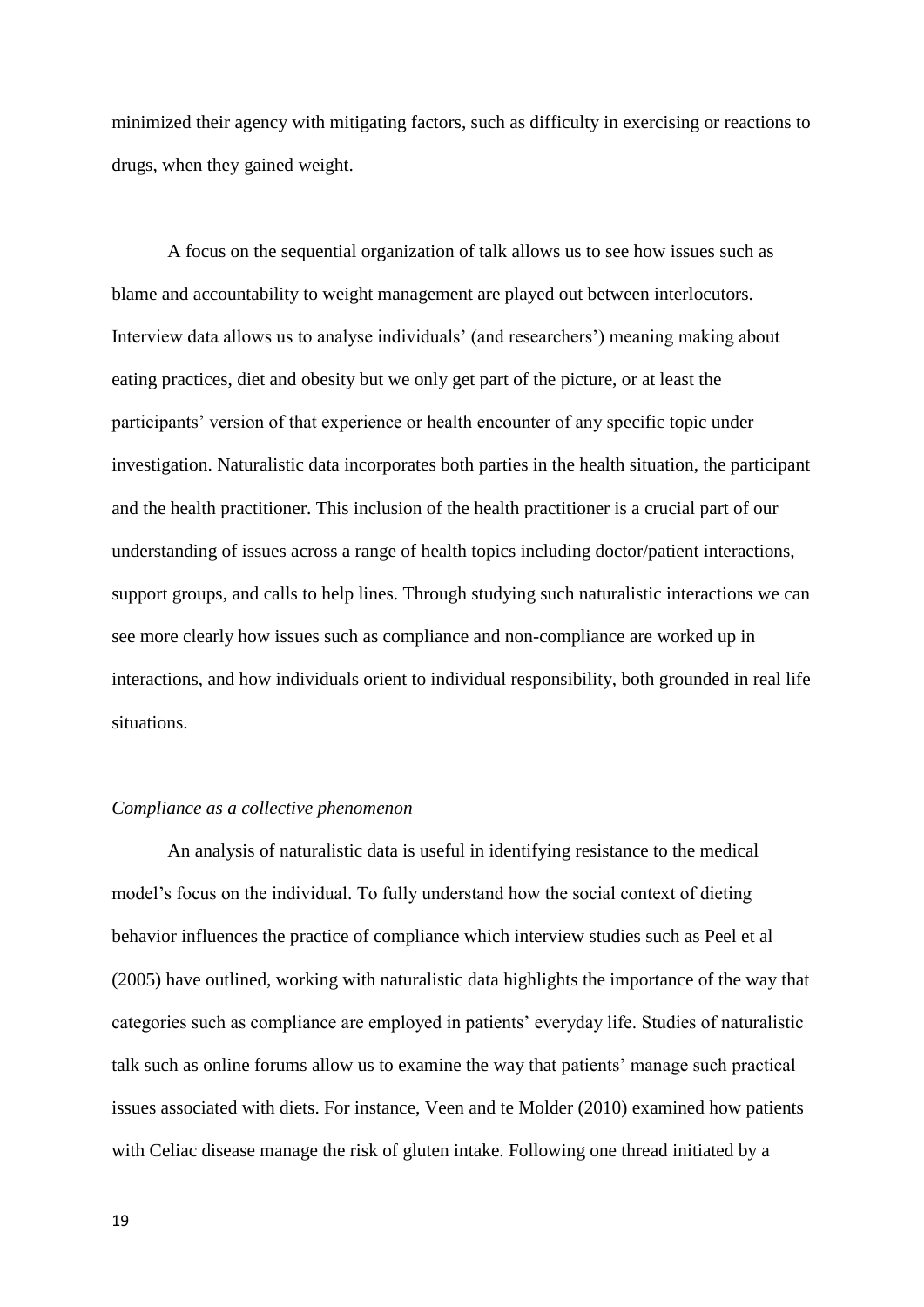minimized their agency with mitigating factors, such as difficulty in exercising or reactions to drugs, when they gained weight.

A focus on the sequential organization of talk allows us to see how issues such as blame and accountability to weight management are played out between interlocutors. Interview data allows us to analyse individuals' (and researchers') meaning making about eating practices, diet and obesity but we only get part of the picture, or at least the participants' version of that experience or health encounter of any specific topic under investigation. Naturalistic data incorporates both parties in the health situation, the participant and the health practitioner. This inclusion of the health practitioner is a crucial part of our understanding of issues across a range of health topics including doctor/patient interactions, support groups, and calls to help lines. Through studying such naturalistic interactions we can see more clearly how issues such as compliance and non-compliance are worked up in interactions, and how individuals orient to individual responsibility, both grounded in real life situations.

*Compliance as a collective phenomenon*

An analysis of naturalistic data is useful in identifying resistance to the medical model's focus on the individual. To fully understand how the social context of dieting behavior influences the practice of compliance which interview studies such as Peel et al (2005) have outlined, working with naturalistic data highlights the importance of the way that categories such as compliance are employed in patients' everyday life. Studies of naturalistic talk such as online forums allow us to examine the way that patients' manage such practical issues associated with diets. For instance, Veen and te Molder (2010) examined how patients with Celiac disease manage the risk of gluten intake. Following one thread initiated by a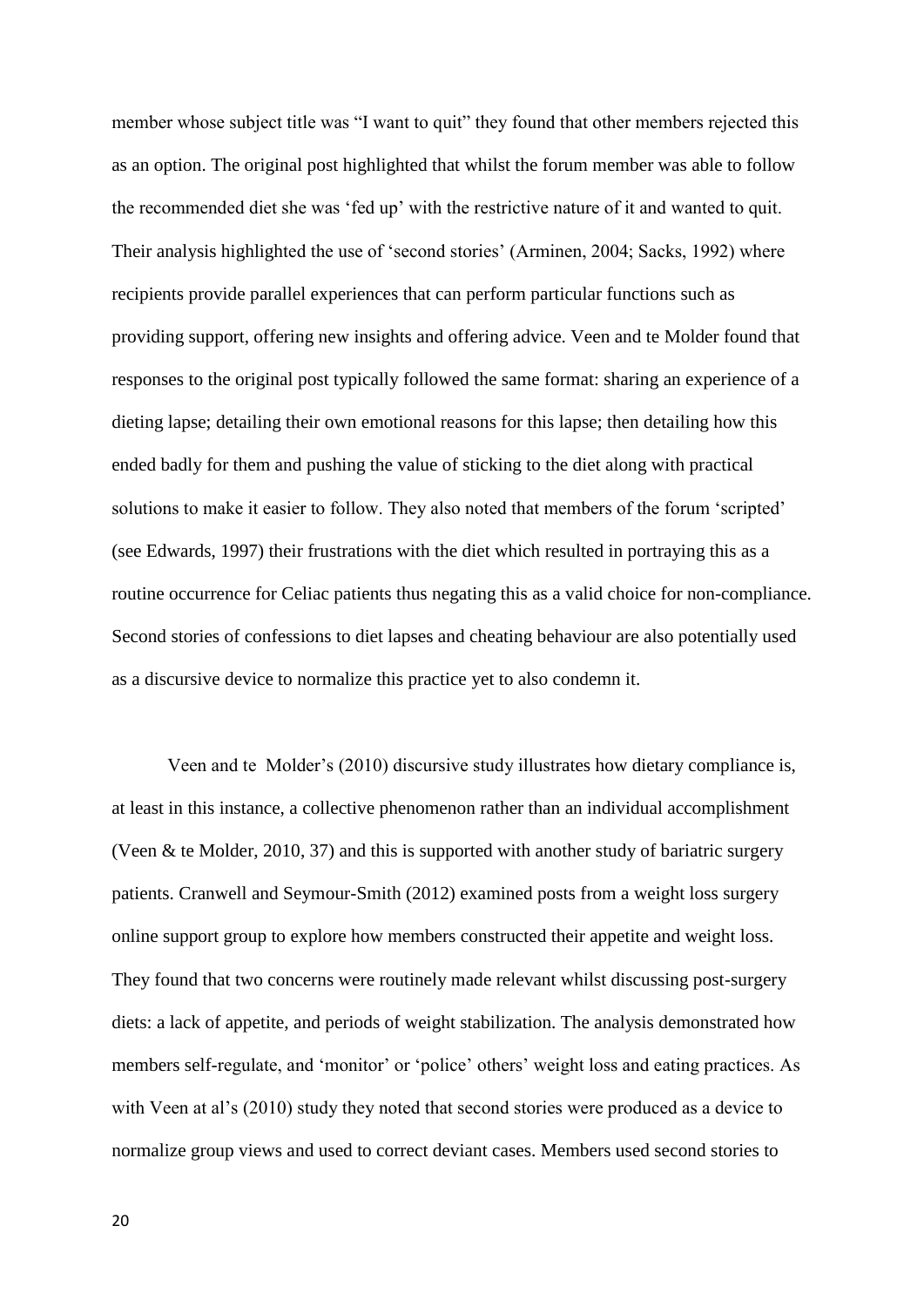member whose subject title was "I want to quit" they found that other members rejected this as an option. The original post highlighted that whilst the forum member was able to follow the recommended diet she was 'fed up' with the restrictive nature of it and wanted to quit. Their analysis highlighted the use of 'second stories' (Arminen, 2004; Sacks, 1992) where recipients provide parallel experiences that can perform particular functions such as providing support, offering new insights and offering advice. Veen and te Molder found that responses to the original post typically followed the same format: sharing an experience of a dieting lapse; detailing their own emotional reasons for this lapse; then detailing how this ended badly for them and pushing the value of sticking to the diet along with practical solutions to make it easier to follow. They also noted that members of the forum 'scripted' (see Edwards, 1997) their frustrations with the diet which resulted in portraying this as a routine occurrence for Celiac patients thus negating this as a valid choice for non-compliance. Second stories of confessions to diet lapses and cheating behaviour are also potentially used as a discursive device to normalize this practice yet to also condemn it.

Veen and te Molder's (2010) discursive study illustrates how dietary compliance is, at least in this instance, a collective phenomenon rather than an individual accomplishment (Veen & te Molder, 2010, 37) and this is supported with another study of bariatric surgery patients. Cranwell and Seymour-Smith (2012) examined posts from a weight loss surgery online support group to explore how members constructed their appetite and weight loss. They found that two concerns were routinely made relevant whilst discussing post-surgery diets: a lack of appetite, and periods of weight stabilization. The analysis demonstrated how members self-regulate, and 'monitor' or 'police' others' weight loss and eating practices. As with Veen at al's (2010) study they noted that second stories were produced as a device to normalize group views and used to correct deviant cases. Members used second stories to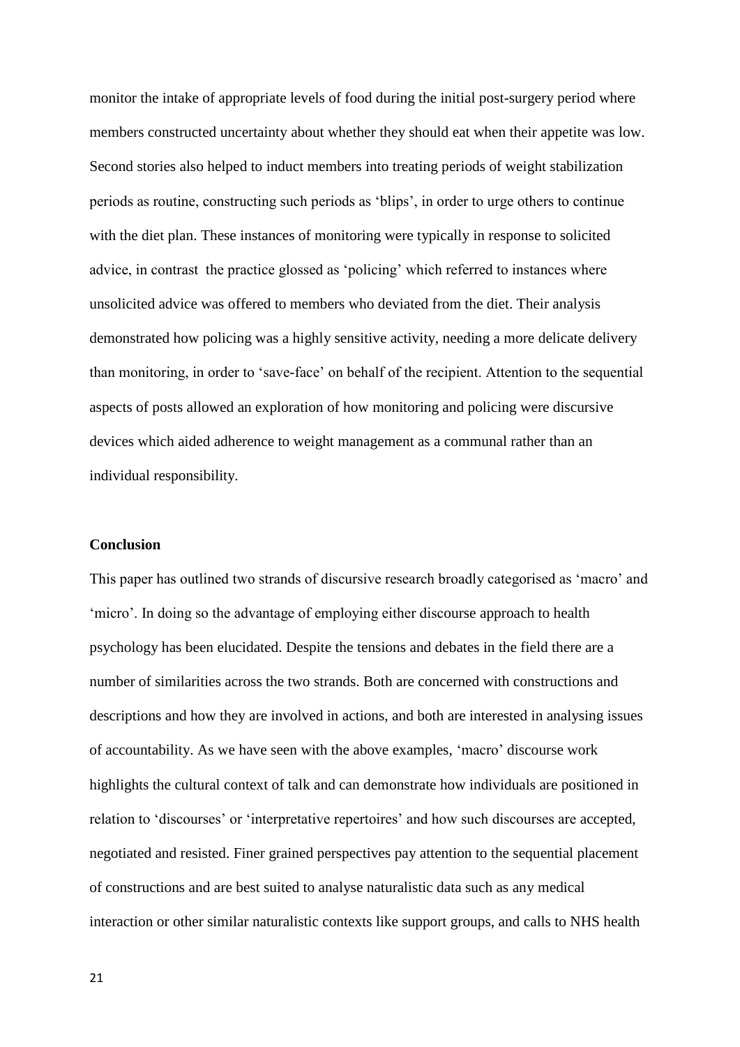monitor the intake of appropriate levels of food during the initial post-surgery period where members constructed uncertainty about whether they should eat when their appetite was low. Second stories also helped to induct members into treating periods of weight stabilization periods as routine, constructing such periods as 'blips', in order to urge others to continue with the diet plan. These instances of monitoring were typically in response to solicited advice, in contrast the practice glossed as 'policing' which referred to instances where unsolicited advice was offered to members who deviated from the diet. Their analysis demonstrated how policing was a highly sensitive activity, needing a more delicate delivery than monitoring, in order to 'save-face' on behalf of the recipient. Attention to the sequential aspects of posts allowed an exploration of how monitoring and policing were discursive devices which aided adherence to weight management as a communal rather than an individual responsibility.

## Conclusion

This paper has outlined two strands of discursive research broadly categorised as 'macro' and 'micro'. In doing so the advantage of employing either discourse approach to health psychology has been elucidated. Despite the tensions and debates in the field there are a number of similarities across the two strands. Both are concerned with constructions and descriptions and how they are involved in actions, and both are interested in analysing issues of accountability. As we have seen with the above examples, 'macro' discourse work highlights the cultural context of talk and can demonstrate how individuals are positioned in relation to 'discourses' or 'interpretative repertoires' and how such discourses are accepted, negotiated and resisted. Finer grained perspectives pay attention to the sequential placement of constructions and are best suited to analyse naturalistic data such as any medical interaction or other similar naturalistic contexts like support groups, and calls to NHS health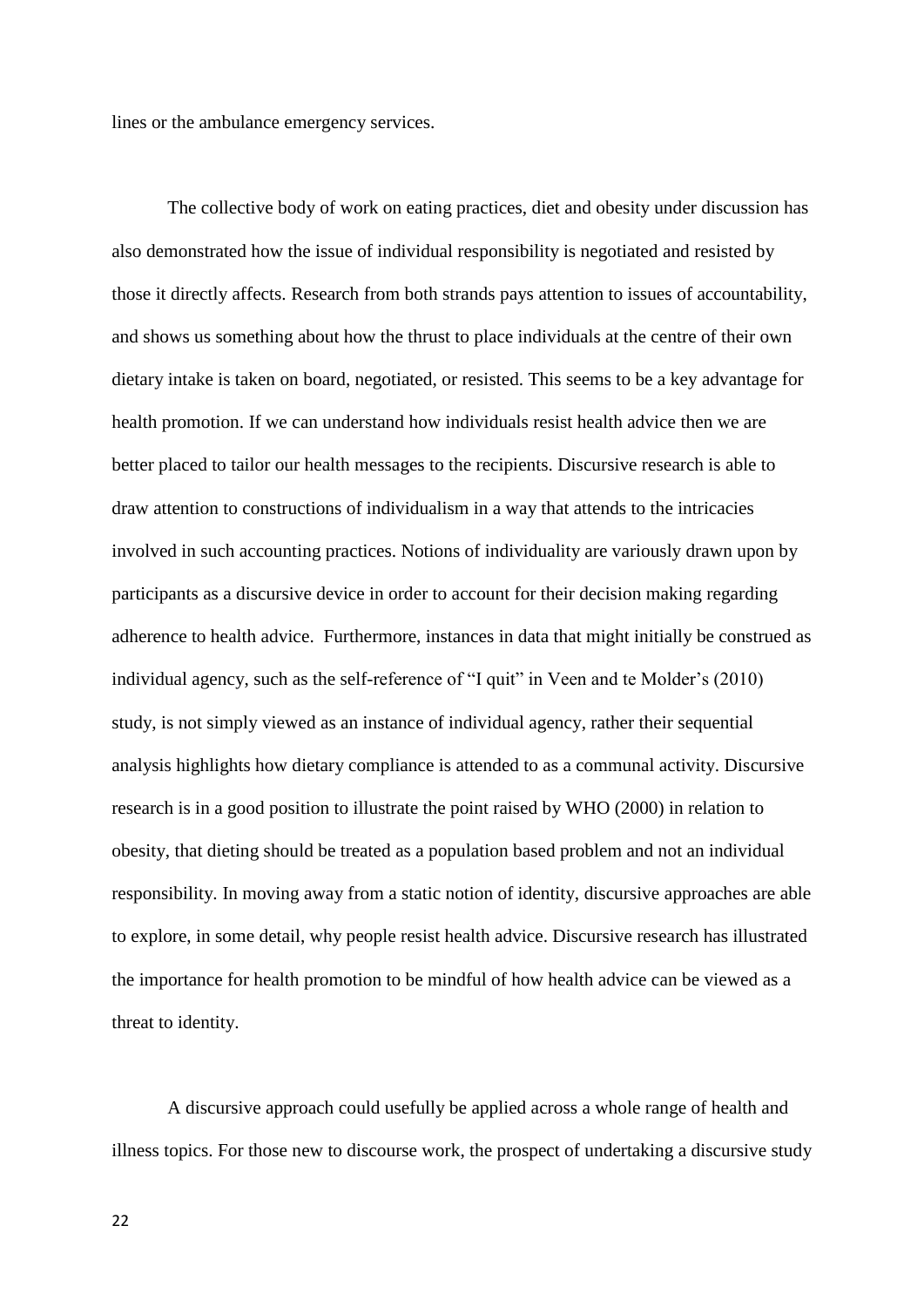lines or the ambulance emergency services.

The collective body of work on eating practices, diet and obesity under discussion has also demonstrated how the issue of individual responsibility is negotiated and resisted by those it directly affects. Research from both strands pays attention to issues of accountability, and shows us something about how the thrust to place individuals at the centre of their own dietary intake is taken on board, negotiated, or resisted. This seems to be a key advantage for health promotion. If we can understand how individuals resist health advice then we are better placed to tailor our health messages to the recipients. Discursive research is able to draw attention to constructions of individualism in a way that attends to the intricacies involved in such accounting practices. Notions of individuality are variously drawn upon by participants as a discursive device in order to account for their decision making regarding adherence to health advice. Furthermore, instances in data that might initially be construed as individual agency, such as the self-reference of "I quit" in Veen and te Molder's (2010) study, is not simply viewed as an instance of individual agency, rather their sequential analysis highlights how dietary compliance is attended to as a communal activity. Discursive research is in a good position to illustrate the point raised by WHO (2000) in relation to obesity, that dieting should be treated as a population based problem and not an individual responsibility. In moving away from a static notion of identity, discursive approaches are able to explore, in some detail, why people resist health advice. Discursive research has illustrated the importance for health promotion to be mindful of how health advice can be viewed as a threat to identity.

A discursive approach could usefully be applied across a whole range of health and illness topics. For those new to discourse work, the prospect of undertaking a discursive study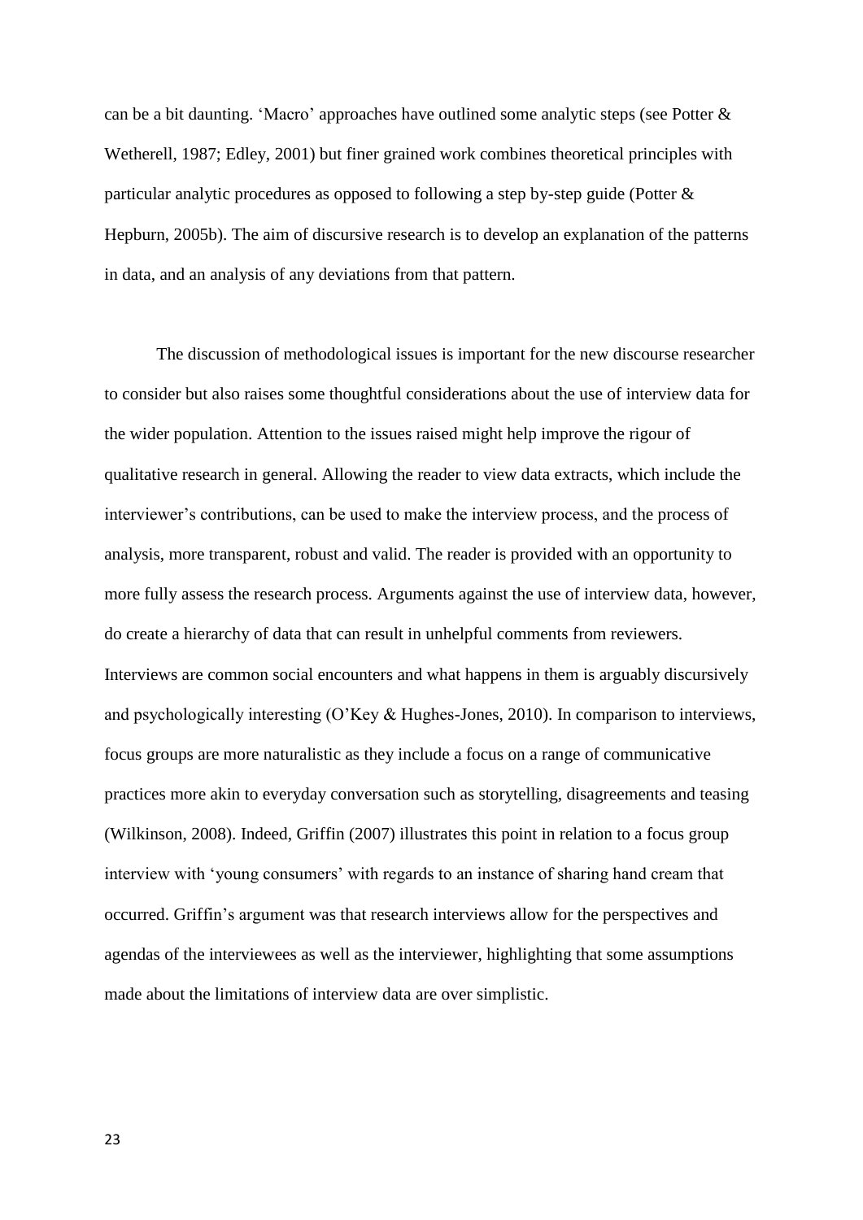can be a bit daunting. 'Macro' approaches have outlined some analytic steps (see Potter & Wetherell, 1987; Edley, 2001) but finer grained work combines theoretical principles with particular analytic procedures as opposed to following a step by-step guide (Potter & Hepburn, 2005b). The aim of discursive research is to develop an explanation of the patterns in data, and an analysis of any deviations from that pattern.

The discussion of methodological issues is important for the new discourse researcher to consider but also raises some thoughtful considerations about the use of interview data for the wider population. Attention to the issues raised might help improve the rigour of qualitative research in general. Allowing the reader to view data extracts, which include the interviewer's contributions, can be used to make the interview process, and the process of analysis, more transparent, robust and valid. The reader is provided with an opportunity to more fully assess the research process. Arguments against the use of interview data, however, do create a hierarchy of data that can result in unhelpful comments from reviewers. Interviews are common social encounters and what happens in them is arguably discursively and psychologically interesting (O'Key & Hughes-Jones, 2010). In comparison to interviews, focus groups are more naturalistic as they include a focus on a range of communicative practices more akin to everyday conversation such as storytelling, disagreements and teasing (Wilkinson, 2008). Indeed, Griffin (2007) illustrates this point in relation to a focus group interview with 'young consumers' with regards to an instance of sharing hand cream that occurred. Griffin's argument was that research interviews allow for the perspectives and agendas of the interviewees as well as the interviewer, highlighting that some assumptions made about the limitations of interview data are over simplistic.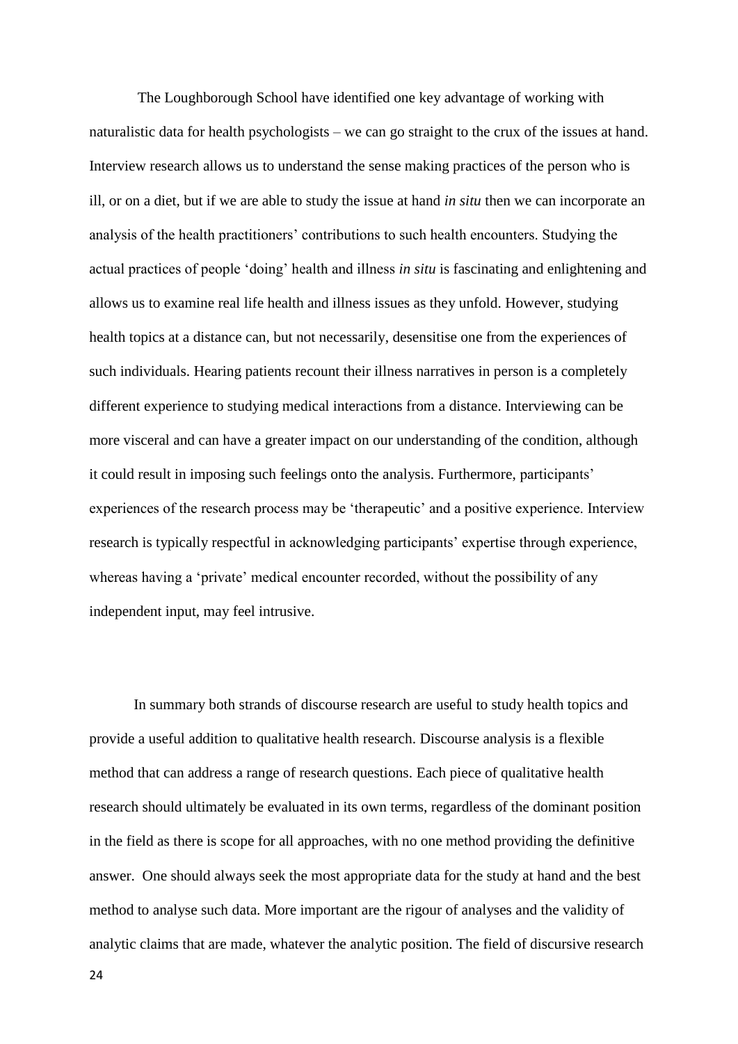The Loughborough School have identified one key advantage of working with naturalistic data for health psychologists – we can go straight to the crux of the issues at hand. Interview research allows us to understand the sense making practices of the person who is ill, or on a diet, but if we are able to study the issue at hand *in situ* then we can incorporate an analysis of the health practitioners' contributions to such health encounters. Studying the actual practices of people 'doing' health and illness *in situ* is fascinating and enlightening and allows us to examine real life health and illness issues as they unfold. However, studying health topics at a distance can, but not necessarily, desensitise one from the experiences of such individuals. Hearing patients recount their illness narratives in person is a completely different experience to studying medical interactions from a distance. Interviewing can be more visceral and can have a greater impact on our understanding of the condition, although it could result in imposing such feelings onto the analysis. Furthermore, participants' experiences of the research process may be 'therapeutic' and a positive experience. Interview research is typically respectful in acknowledging participants' expertise through experience, whereas having a 'private' medical encounter recorded, without the possibility of any independent input, may feel intrusive.

In summary both strands of discourse research are useful to study health topics and provide a useful addition to qualitative health research. Discourse analysis is a flexible method that can address a range of research questions. Each piece of qualitative health research should ultimately be evaluated in its own terms, regardless of the dominant position in the field as there is scope for all approaches, with no one method providing the definitive answer. One should always seek the most appropriate data for the study at hand and the best method to analyse such data. More important are the rigour of analyses and the validity of analytic claims that are made, whatever the analytic position. The field of discursive research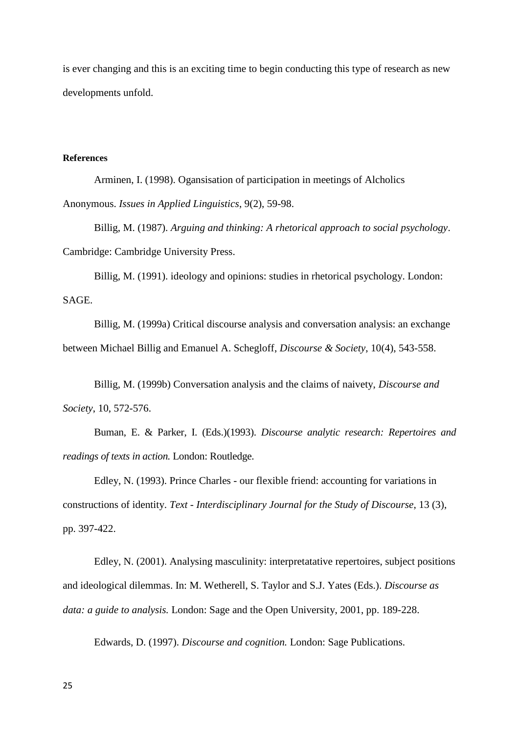is ever changing and this is an exciting time to begin conducting this type of research as new developments unfold.

**References**

Arminen, I. (1998). Ogansisation of participation in meetings of Alcholics Anonymous. *Issues in Applied Linguistics*, 9(2), 59-98.

Billig, M. (1987). *Arguing and thinking: A rhetorical approach to social psychology*. Cambridge: Cambridge University Press.

Billig, M. (1991). ideology and opinions: studies in rhetorical psychology. London: SAGE.

Billig, M. (1999a) Critical discourse analysis and conversation analysis: an exchange between Michael Billig and Emanuel A. Schegloff, *Discourse & Society*, 10(4), 543-558.

Billig, M. (1999b) Conversation analysis and the claims of naivety, *Discourse and Society*, 10, 572-576.

Buman, E. & Parker, I. (Eds.)(1993). *Discourse analytic research: Repertoires and readings of texts in action.* London: Routledge.

Edley, N. (1993). Prince Charles - our flexible friend: accounting for variations in constructions of identity. *Text - Interdisciplinary Journal for the Study of Discourse*, 13 (3), pp. 397-422.

Edley, N. (2001). Analysing masculinity: interpretatative repertoires, subject positions and ideological dilemmas. In: M. Wetherell, S. Taylor and S.J. Yates (Eds.). *Discourse as data: a guide to analysis.* London: Sage and the Open University, 2001, pp. 189-228.

Edwards, D. (1997). *Discourse and cognition.* London: Sage Publications.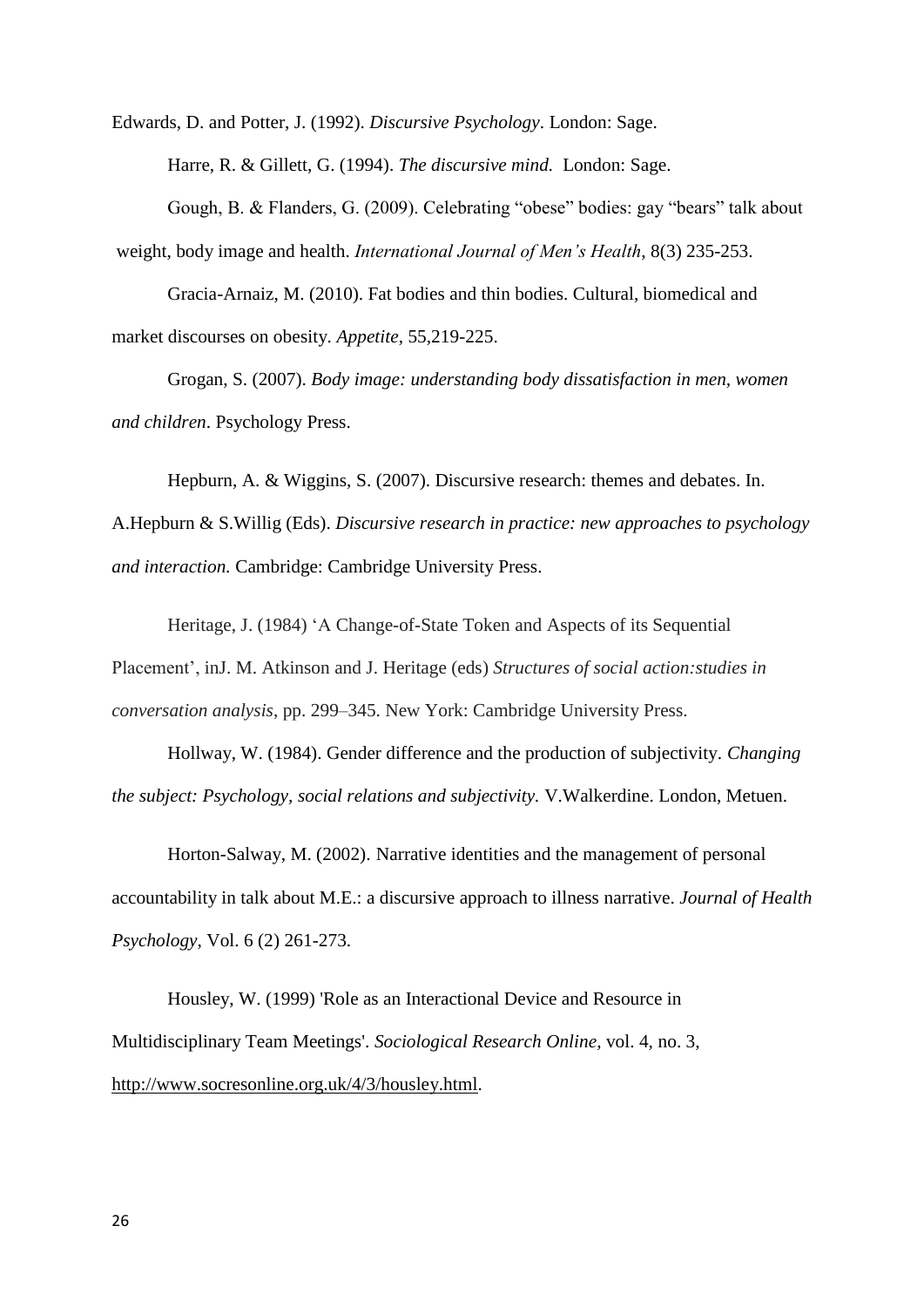Edwards, D. and Potter, J. (1992). *Discursive Psychology*. London: Sage.

Harre, R. & Gillett, G. (1994). *The discursive mind.* London: Sage.

Gough, B. & Flanders, G. (2009). Celebrating "obese" bodies: gay "bears" talk about weight, body image and health. *International Journal of Men's Health*, 8(3) 235-253.

Gracia-Arnaiz, M. (2010). Fat bodies and thin bodies. Cultural, biomedical and market discourses on obesity. *Appetite*, 55,219-225.

Grogan, S. (2007). *Body image: understanding body dissatisfaction in men, women and children*. Psychology Press.

Hepburn, A. & Wiggins, S. (2007). Discursive research: themes and debates. In. A.Hepburn & S.Willig (Eds). *Discursive research in practice: new approaches to psychology and interaction.* Cambridge: Cambridge University Press.

Heritage, J. (1984) 'A Change-of-State Token and Aspects of its Sequential Placement', inJ. M. Atkinson and J. Heritage (eds) *Structures of social action:studies in conversation analysis*, pp. 299–345. New York: Cambridge University Press.

Hollway, W. (1984). Gender difference and the production of subjectivity. *Changing the subject: Psychology, social relations and subjectivity.* V.Walkerdine. London, Metuen.

Horton-Salway, M. (2002). Narrative identities and the management of personal accountability in talk about M.E.: a discursive approach to illness narrative. *Journal of Health Psychology*, Vol. 6 (2) 261-273.

Housley, W. (1999) 'Role as an Interactional Device and Resource in Multidisciplinary Team Meetings'. *Sociological Research Online*, vol. 4, no. 3, http://www.socresonline.org.uk/4/3/housley.html.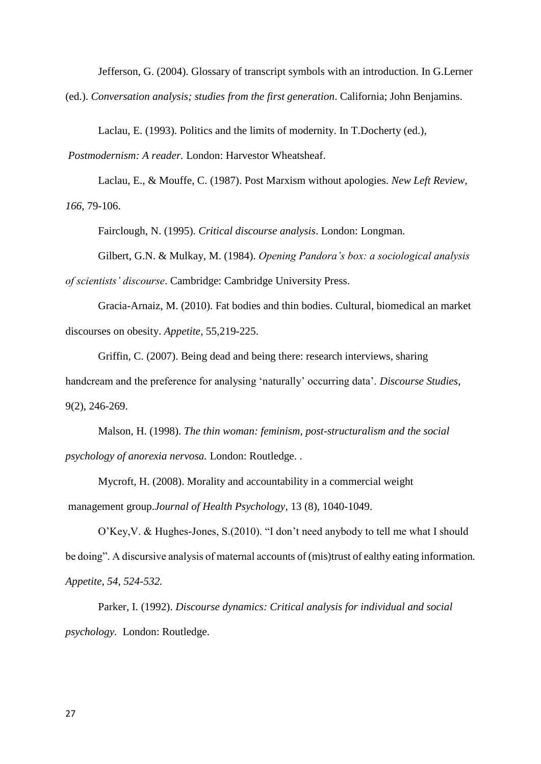Jefferson, G. (2004). Glossary of transcript symbols with an introduction. In G.Lerner (ed.). *Conversation analysis; studies from the first generation*. California; John Benjamins.

Laclau, E. (1993). Politics and the limits of modernity. In T.Docherty (ed.), *Postmodernism: A reader.* London: Harvestor Wheatsheaf.

Laclau, E., & Mouffe, C. (1987). Post Marxism without apologies. *New Left Review, 166*, 79-106.

Fairclough, N. (1995). *Critical discourse analysis*. London: Longman.

Gilbert, G.N. & Mulkay, M. (1984). *Opening Pandora's box: a sociological analysis of scientists' discourse*. Cambridge: Cambridge University Press.

Gracia-Arnaiz, M. (2010). Fat bodies and thin bodies. Cultural, biomedical an market discourses on obesity. *Appetite*, 55,219-225.

Griffin, C. (2007). Being dead and being there: research interviews, sharing handcream and the preference for analysing 'naturally' occurring data'. *Discourse Studies*, 9(2), 246-269.

Malson, H. (1998). *The thin woman: feminism, post-structuralism and the social psychology of anorexia nervosa.* London: Routledge. .

Mycroft, H. (2008). Morality and accountability in a commercial weight management group.*Journal of Health Psychology*, 13 (8), 1040-1049.

O'Key,V. & Hughes-Jones, S.(2010). "I don't need anybody to tell me what I should be doing". A discursive analysis of maternal accounts of (mis)trust of ealthy eating information. *Appetite, 54, 524-532.*

Parker, I. (1992). *Discourse dynamics: Critical analysis for individual and social psychology*. London: Routledge.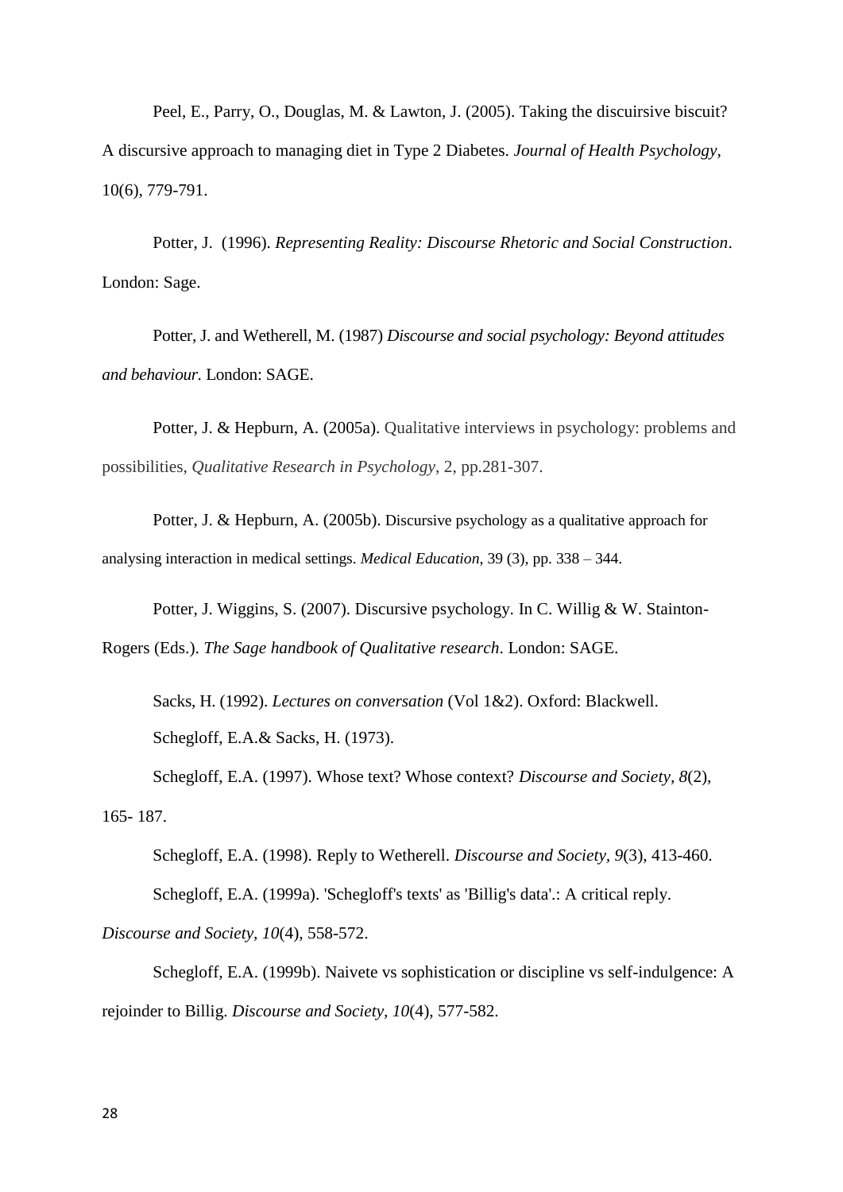Peel, E., Parry, O., Douglas, M. & Lawton, J. (2005). Taking the discuirsive biscuit? A discursive approach to managing diet in Type 2 Diabetes. *Journal of Health Psychology*, 10(6), 779-791.

Potter, J. (1996). *Representing Reality: Discourse Rhetoric and Social Construction*. London: Sage.

Potter, J. and Wetherell, M. (1987) *Discourse and social psychology: Beyond attitudes and behaviour.* London: SAGE.

Potter, J. & Hepburn, A. (2005a). Qualitative interviews in psychology: problems and possibilities, *Qualitative Research in Psychology*, 2, pp.281-307.

Potter, J. & Hepburn, A. (2005b). Discursive psychology as a qualitative approach for analysing interaction in medical settings. *Medical Education*, 39 (3), pp. 338 – 344.

Potter, J. Wiggins, S. (2007). Discursive psychology. In C. Willig & W. Stainton-Rogers (Eds.). *The Sage handbook of Qualitative research*. London: SAGE.

Sacks, H. (1992). *Lectures on conversation* (Vol 1&2). Oxford: Blackwell.

Schegloff, E.A.& Sacks, H. (1973).

Schegloff, E.A. (1997). Whose text? Whose context? *Discourse and Society, 8*(2), 165- 187.

Schegloff, E.A. (1998). Reply to Wetherell. *Discourse and Society, 9*(3), 413-460.

Schegloff, E.A. (1999a). 'Schegloff's texts' as 'Billig's data'.: A critical reply. *Discourse and Society, 10*(4), 558-572.

Schegloff, E.A. (1999b). Naivete vs sophistication or discipline vs self-indulgence: A rejoinder to Billig. *Discourse and Society, 10*(4), 577-582.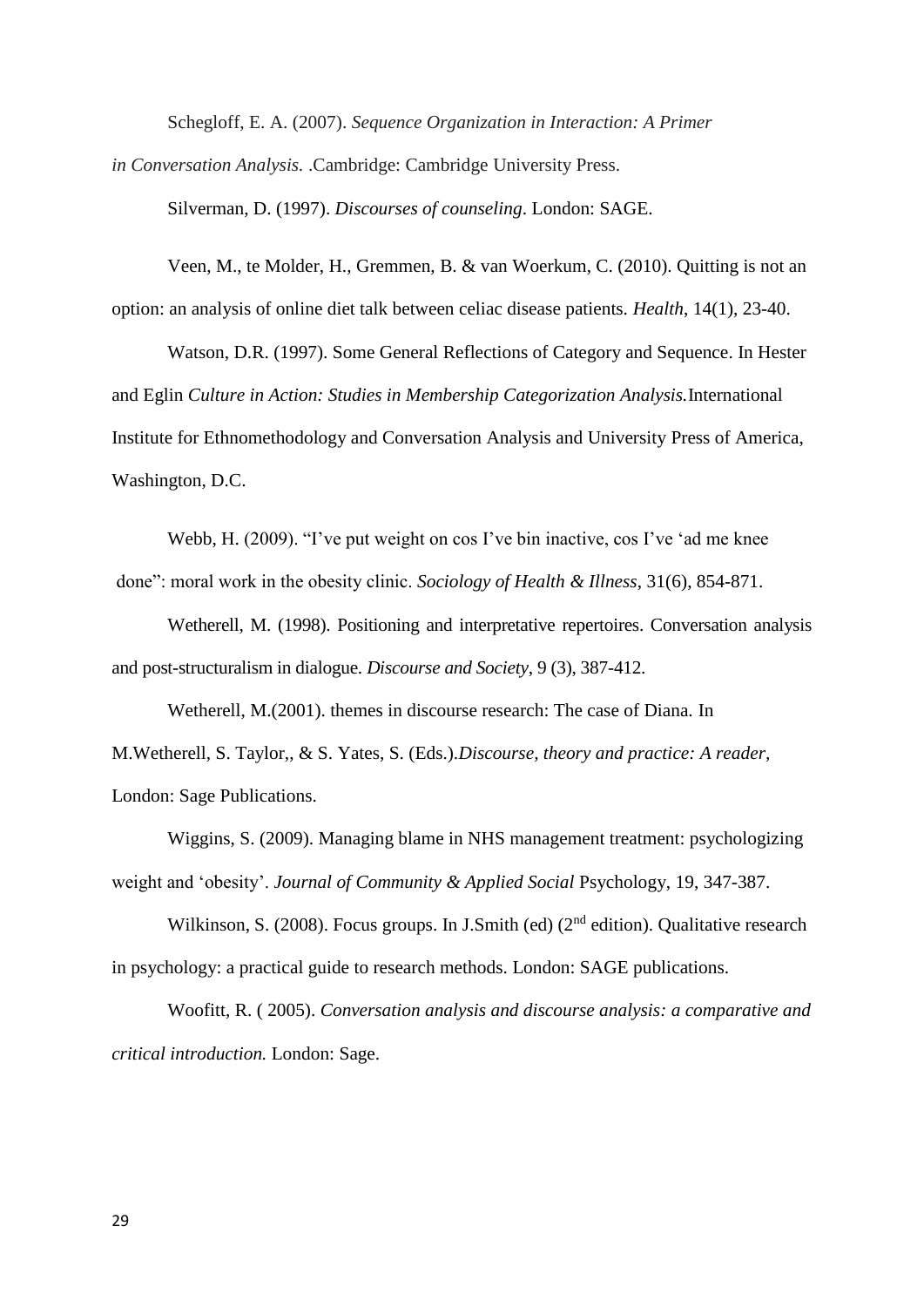Schegloff, E. A. (2007). *Sequence Organization in Interaction: A Primer in Conversation Analysis.* .Cambridge: Cambridge University Press.

Silverman, D. (1997). *Discourses of counseling*. London: SAGE.

Veen, M., te Molder, H., Gremmen, B. & van Woerkum, C. (2010). Quitting is not an option: an analysis of online diet talk between celiac disease patients. *Health*, 14(1), 23-40.

Watson, D.R. (1997). Some General Reflections of Category and Sequence. In Hester and Eglin *Culture in Action: Studies in Membership Categorization Analysis.*International Institute for Ethnomethodology and Conversation Analysis and University Press of America, Washington, D.C.

Webb, H. (2009). "I've put weight on cos I've bin inactive, cos I've 'ad me knee done": moral work in the obesity clinic. *Sociology of Health & Illness*, 31(6), 854-871.

Wetherell, M. (1998). Positioning and interpretative repertoires. Conversation analysis and post-structuralism in dialogue. *Discourse and Society*, 9 (3), 387-412.

Wetherell, M.(2001). themes in discourse research: The case of Diana. In M.Wetherell, S. Taylor,, & S. Yates, S. (Eds.).*Discourse, theory and practice: A reader*, London: Sage Publications.

Wiggins, S. (2009). Managing blame in NHS management treatment: psychologizing weight and 'obesity'. *Journal of Community & Applied Social* Psychology, 19, 347-387.

Wilkinson, S. (2008). Focus groups. In J.Smith (ed) (2nd edition). Qualitative research in psychology: a practical guide to research methods. London: SAGE publications.

Woofitt, R. ( 2005). *Conversation analysis and discourse analysis: a comparative and critical introduction.* London: Sage.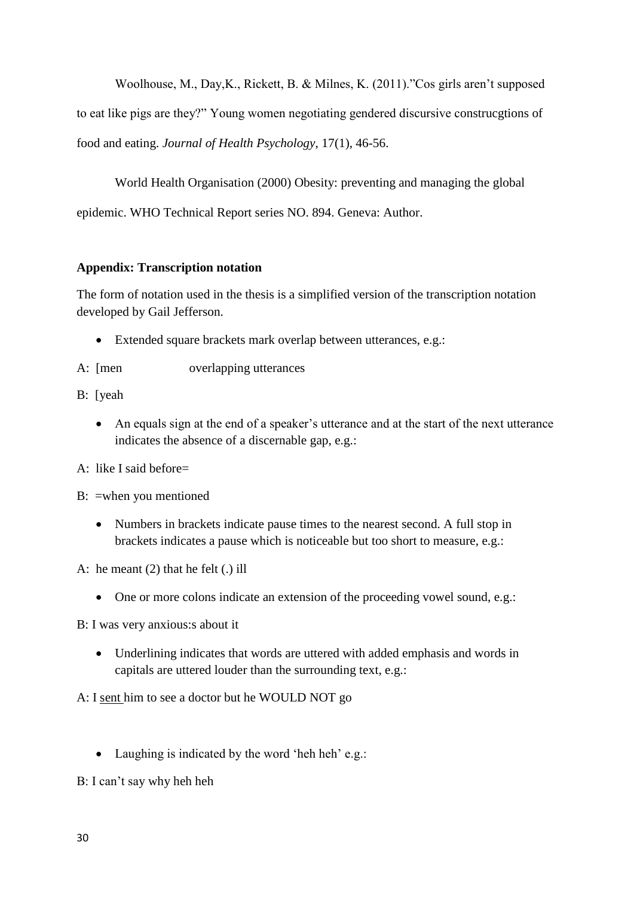Woolhouse, M., Day,K., Rickett, B. & Milnes, K. (2011)."Cos girls aren't supposed to eat like pigs are they?" Young women negotiating gendered discursive construcgtions of food and eating. *Journal of Health Psychology*, 17(1), 46-56.

World Health Organisation (2000) Obesity: preventing and managing the global epidemic. WHO Technical Report series NO. 894. Geneva: Author.

**Appendix: Transcription notation**

The form of notation used in the thesis is a simplified version of the transcription notation developed by Gail Jefferson.

- Extended square brackets mark overlap between utterances, e.g.:

A: [men overlapping utterances

B: [yeah

- An equals sign at the end of a speaker's utterance and at the start of the next utterance indicates the absence of a discernable gap, e.g.:

A: like I said before=

B: =when you mentioned

- Numbers in brackets indicate pause times to the nearest second. A full stop in brackets indicates a pause which is noticeable but too short to measure, e.g.:

A: he meant (2) that he felt (.) ill

- One or more colons indicate an extension of the proceeding vowel sound, e.g.:

B: I was very anxious:s about it

- Underlining indicates that words are uttered with added emphasis and words in capitals are uttered louder than the surrounding text, e.g.:

A: I <u>sent</u> him to see a doctor but he WOULD NOT go

- Laughing is indicated by the word 'heh heh' e.g.:

B: I can't say why heh heh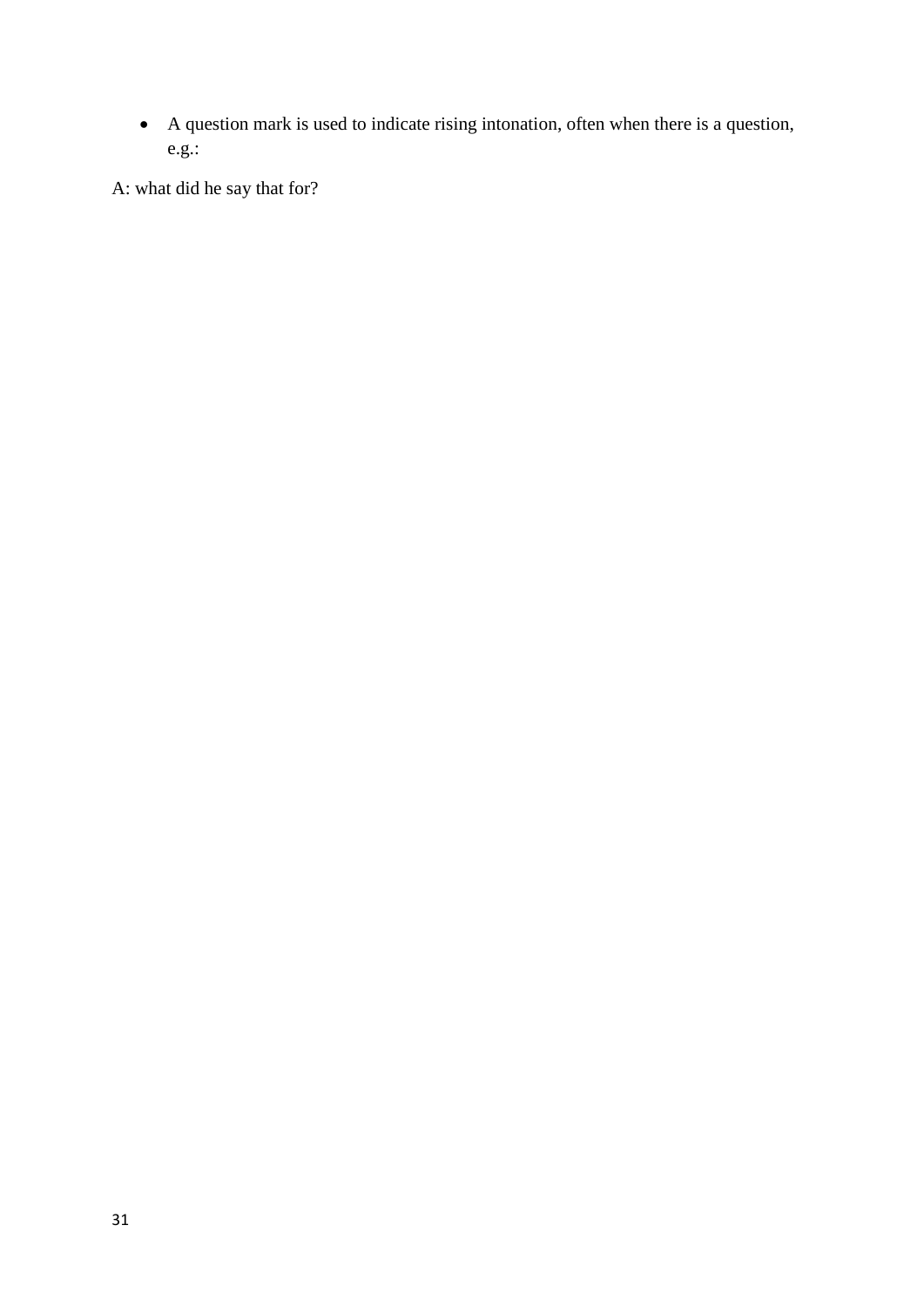- A question mark is used to indicate rising intonation, often when there is a question, e.g.:

A: what did he say that for?